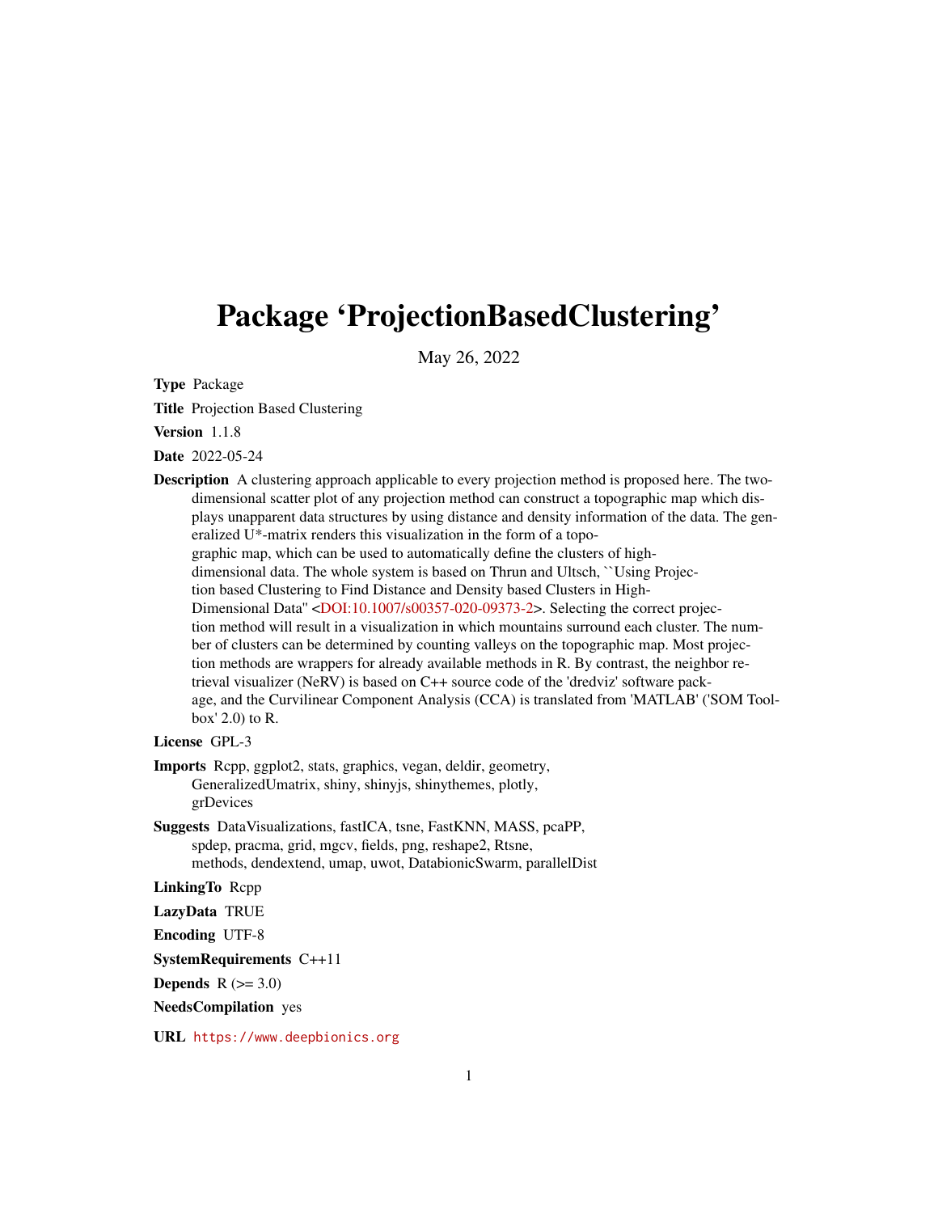# Package 'ProjectionBasedClustering'

May 26, 2022

**Type** Package

**Title** Projection Based Clustering

**Version** 1.1.8

**Date** 2022-05-24

**Description** A clustering approach applicable to every projection method is proposed here. The two-dimensional scatter plot of any projection method can construct a topographic map which displays unapparent data structures by using distance and density information of the data. The generalized U*-matrix renders this visualization in the form of a topographic map, which can be used to automatically define the clusters of high-dimensional data. The whole system is based on Thrun and Ultsch, ``Using Projection based Clustering to Find Distance and Density based Clusters in High-Dimensional Data'' <DOI:10.1007/s00357-020-09373-2>. Selecting the correct projection method will result in a visualization in which mountains surround each cluster. The number of clusters can be determined by counting valleys on the topographic map. Most projection methods are wrappers for already available methods in R. By contrast, the neighbor retrieval visualizer (NeRV) is based on C++ source code of the 'dredviz' software package, and the Curvilinear Component Analysis (CCA) is translated from 'MATLAB' ('SOM Toolbox' 2.0) to R.

**License** GPL-3

**Imports** Rcpp, ggplot2, stats, graphics, vegan, deldir, geometry, GeneralizedUmatrix, shiny, shinyjs, shinythemes, plotly, grDevices

**Suggests** DataVisualizations, fastICA, tsne, FastKNN, MASS, pcaPP, spdep, pracma, grid, mgcv, fields, png, reshape2, Rtsne, methods, dendextend, umap, uwot, DatabionicSwarm, parallelDist

**LinkingTo** Rcpp

**LazyData** TRUE

**Encoding** UTF-8

**SystemRequirements** C++11

**Depends** R (>= 3.0)

**NeedsCompilation** yes

**URL** https://www.deepbionics.org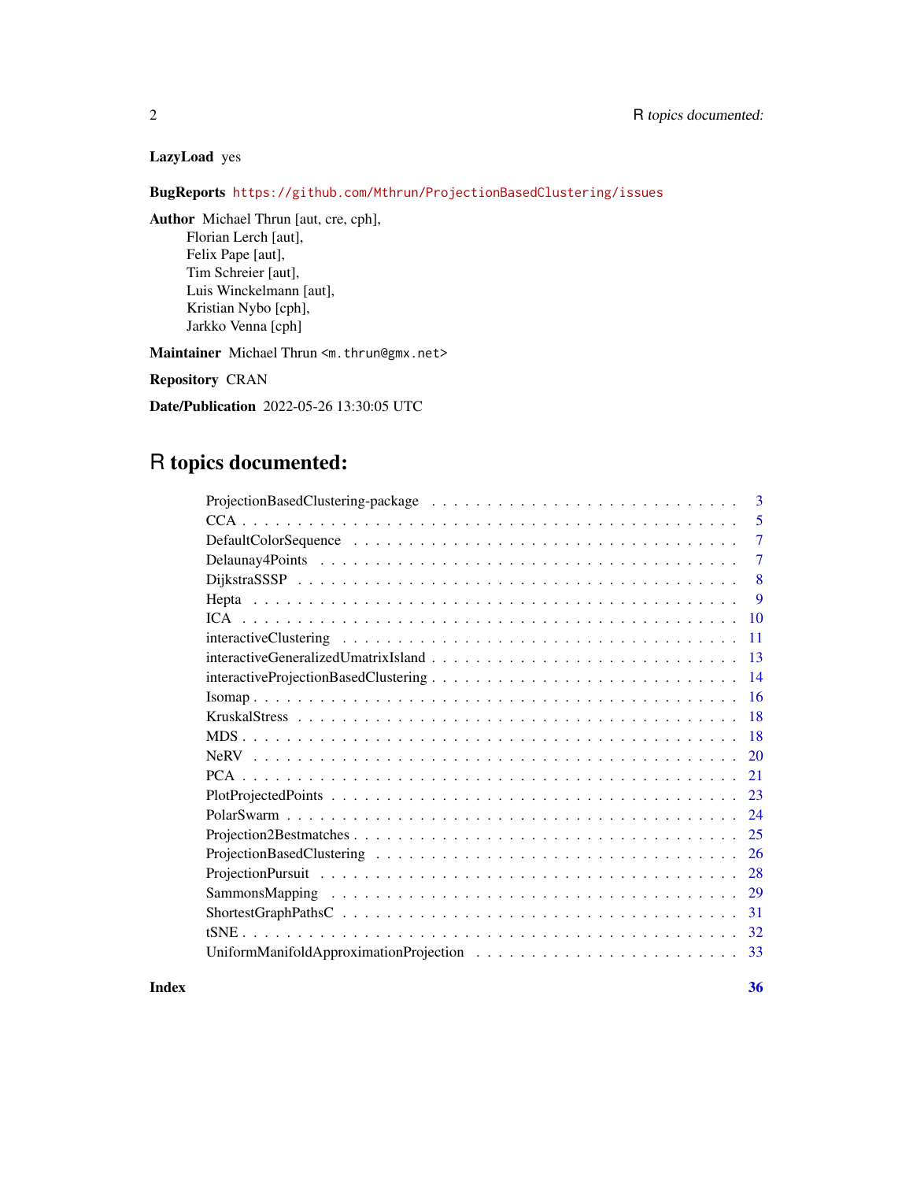**LazyLoad** yes

**BugReports** https://github.com/Mthrun/ProjectionBasedClustering/issues

**Author** Michael Thrun [aut, cre, cph],
Florian Lerch [aut],
Felix Pape [aut],
Tim Schreier [aut],
Luis Winckelmann [aut],
Kristian Nybo [cph],
Jarkko Venna [cph]

**Maintainer** Michael Thrun <m.thrun@gmx.net>

**Repository** CRAN

**Date/Publication** 2022-05-26 13:30:05 UTC

# R topics documented:

- ProjectionBasedClustering-package . . . . . . . . . . 3
- CCA . . . . . . . . . . 5
- DefaultColorSequence . . . . . . . . . . 7
- Delaunay4Points . . . . . . . . . . 7
- DijkstraSSSP . . . . . . . . . . 8
- Hepta . . . . . . . . . . 9
- ICA . . . . . . . . . . 10
- interactiveClustering . . . . . . . . . . 11
- interactiveGeneralizedUmatrixIsland . . . . . . . . . . 13
- interactiveProjectionBasedClustering . . . . . . . . . . 14
- Isomap . . . . . . . . . . 16
- KruskalStress . . . . . . . . . . 18
- MDS . . . . . . . . . . 18
- NeRV . . . . . . . . . . 20
- PCA . . . . . . . . . . 21
- PlotProjectedPoints . . . . . . . . . . 23
- PolarSwarm . . . . . . . . . . 24
- Projection2Bestmatches . . . . . . . . . . 25
- ProjectionBasedClustering . . . . . . . . . . 26
- ProjectionPursuit . . . . . . . . . . 28
- SammonsMapping . . . . . . . . . . 29
- ShortestGraphPathsC . . . . . . . . . . 31
- tSNE . . . . . . . . . . 32
- UniformManifoldApproximationProjection . . . . . . . . . . 33

**Index** **36**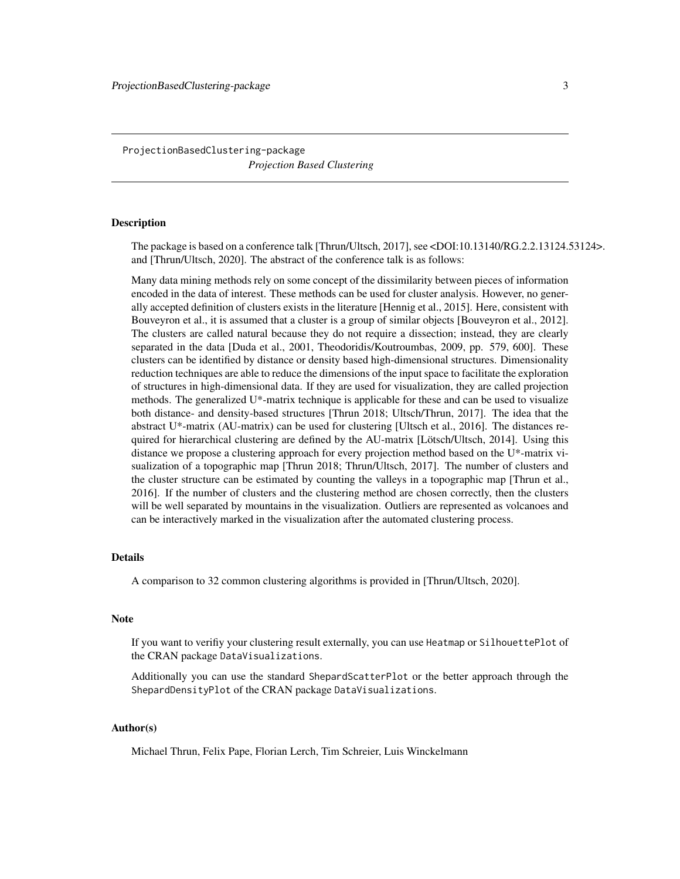ProjectionBasedClustering-package *Projection Based Clustering*

## Description

The package is based on a conference talk [Thrun/Ultsch, 2017], see <DOI:10.13140/RG.2.2.13124.53124>. and [Thrun/Ultsch, 2020]. The abstract of the conference talk is as follows:

Many data mining methods rely on some concept of the dissimilarity between pieces of information encoded in the data of interest. These methods can be used for cluster analysis. However, no generally accepted definition of clusters exists in the literature [Hennig et al., 2015]. Here, consistent with Bouveyron et al., it is assumed that a cluster is a group of similar objects [Bouveyron et al., 2012]. The clusters are called natural because they do not require a dissection; instead, they are clearly separated in the data [Duda et al., 2001, Theodoridis/Koutroumbas, 2009, pp. 579, 600]. These clusters can be identified by distance or density based high-dimensional structures. Dimensionality reduction techniques are able to reduce the dimensions of the input space to facilitate the exploration of structures in high-dimensional data. If they are used for visualization, they are called projection methods. The generalized U*-matrix technique is applicable for these and can be used to visualize both distance- and density-based structures [Thrun 2018; Ultsch/Thrun, 2017]. The idea that the abstract U*-matrix (AU-matrix) can be used for clustering [Ultsch et al., 2016]. The distances required for hierarchical clustering are defined by the AU-matrix [Lötsch/Ultsch, 2014]. Using this distance we propose a clustering approach for every projection method based on the U*-matrix visualization of a topographic map [Thrun 2018; Thrun/Ultsch, 2017]. The number of clusters and the cluster structure can be estimated by counting the valleys in a topographic map [Thrun et al., 2016]. If the number of clusters and the clustering method are chosen correctly, then the clusters will be well separated by mountains in the visualization. Outliers are represented as volcanoes and can be interactively marked in the visualization after the automated clustering process.

## Details

A comparison to 32 common clustering algorithms is provided in [Thrun/Ultsch, 2020].

## Note

If you want to verifiy your clustering result externally, you can use `Heatmap` or `SilhouettePlot` of the CRAN package `DataVisualizations`.

Additionally you can use the standard `ShepardScatterPlot` or the better approach through the `ShepardDensityPlot` of the CRAN package `DataVisualizations`.

## Author(s)

Michael Thrun, Felix Pape, Florian Lerch, Tim Schreier, Luis Winckelmann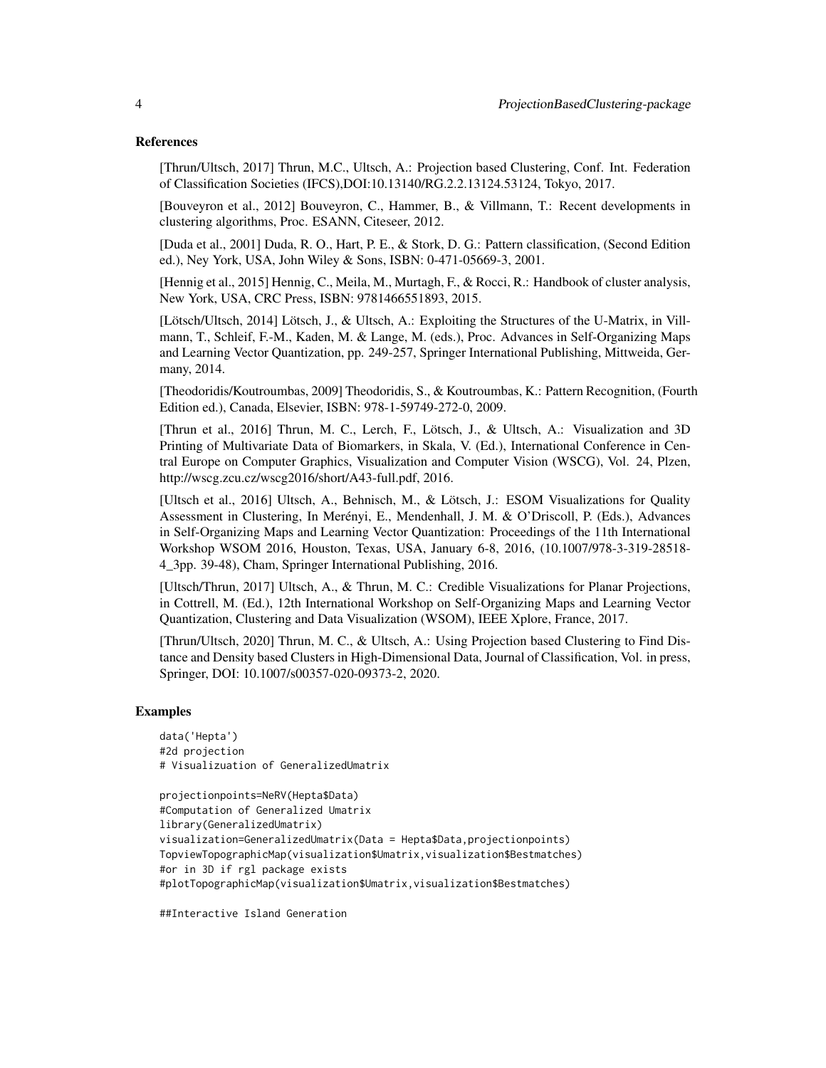### References

[Thrun/Ultsch, 2017] Thrun, M.C., Ultsch, A.: Projection based Clustering, Conf. Int. Federation of Classification Societies (IFCS),DOI:10.13140/RG.2.2.13124.53124, Tokyo, 2017.

[Bouveyron et al., 2012] Bouveyron, C., Hammer, B., & Villmann, T.: Recent developments in clustering algorithms, Proc. ESANN, Citeseer, 2012.

[Duda et al., 2001] Duda, R. O., Hart, P. E., & Stork, D. G.: Pattern classification, (Second Edition ed.), Ney York, USA, John Wiley & Sons, ISBN: 0-471-05669-3, 2001.

[Hennig et al., 2015] Hennig, C., Meila, M., Murtagh, F., & Rocci, R.: Handbook of cluster analysis, New York, USA, CRC Press, ISBN: 9781466551893, 2015.

[Lötsch/Ultsch, 2014] Lötsch, J., & Ultsch, A.: Exploiting the Structures of the U-Matrix, in Villmann, T., Schleif, F.-M., Kaden, M. & Lange, M. (eds.), Proc. Advances in Self-Organizing Maps and Learning Vector Quantization, pp. 249-257, Springer International Publishing, Mittweida, Germany, 2014.

[Theodoridis/Koutroumbas, 2009] Theodoridis, S., & Koutroumbas, K.: Pattern Recognition, (Fourth Edition ed.), Canada, Elsevier, ISBN: 978-1-59749-272-0, 2009.

[Thrun et al., 2016] Thrun, M. C., Lerch, F., Lötsch, J., & Ultsch, A.: Visualization and 3D Printing of Multivariate Data of Biomarkers, in Skala, V. (Ed.), International Conference in Central Europe on Computer Graphics, Visualization and Computer Vision (WSCG), Vol. 24, Plzen, http://wscg.zcu.cz/wscg2016/short/A43-full.pdf, 2016.

[Ultsch et al., 2016] Ultsch, A., Behnisch, M., & Lötsch, J.: ESOM Visualizations for Quality Assessment in Clustering, In Merényi, E., Mendenhall, J. M. & O'Driscoll, P. (Eds.), Advances in Self-Organizing Maps and Learning Vector Quantization: Proceedings of the 11th International Workshop WSOM 2016, Houston, Texas, USA, January 6-8, 2016, (10.1007/978-3-319-28518-4_3pp. 39-48), Cham, Springer International Publishing, 2016.

[Ultsch/Thrun, 2017] Ultsch, A., & Thrun, M. C.: Credible Visualizations for Planar Projections, in Cottrell, M. (Ed.), 12th International Workshop on Self-Organizing Maps and Learning Vector Quantization, Clustering and Data Visualization (WSOM), IEEE Xplore, France, 2017.

[Thrun/Ultsch, 2020] Thrun, M. C., & Ultsch, A.: Using Projection based Clustering to Find Distance and Density based Clusters in High-Dimensional Data, Journal of Classification, Vol. in press, Springer, DOI: 10.1007/s00357-020-09373-2, 2020.

### Examples

```
data('Hepta')
#2d projection
# Visualizuation of GeneralizedUmatrix

projectionpoints=NeRV(Hepta$Data)
#Computation of Generalized Umatrix
library(GeneralizedUmatrix)
visualization=GeneralizedUmatrix(Data = Hepta$Data,projectionpoints)
TopviewTopographicMap(visualization$Umatrix,visualization$Bestmatches)
#or in 3D if rgl package exists
#plotTopographicMap(visualization$Umatrix,visualization$Bestmatches)

##Interactive Island Generation
```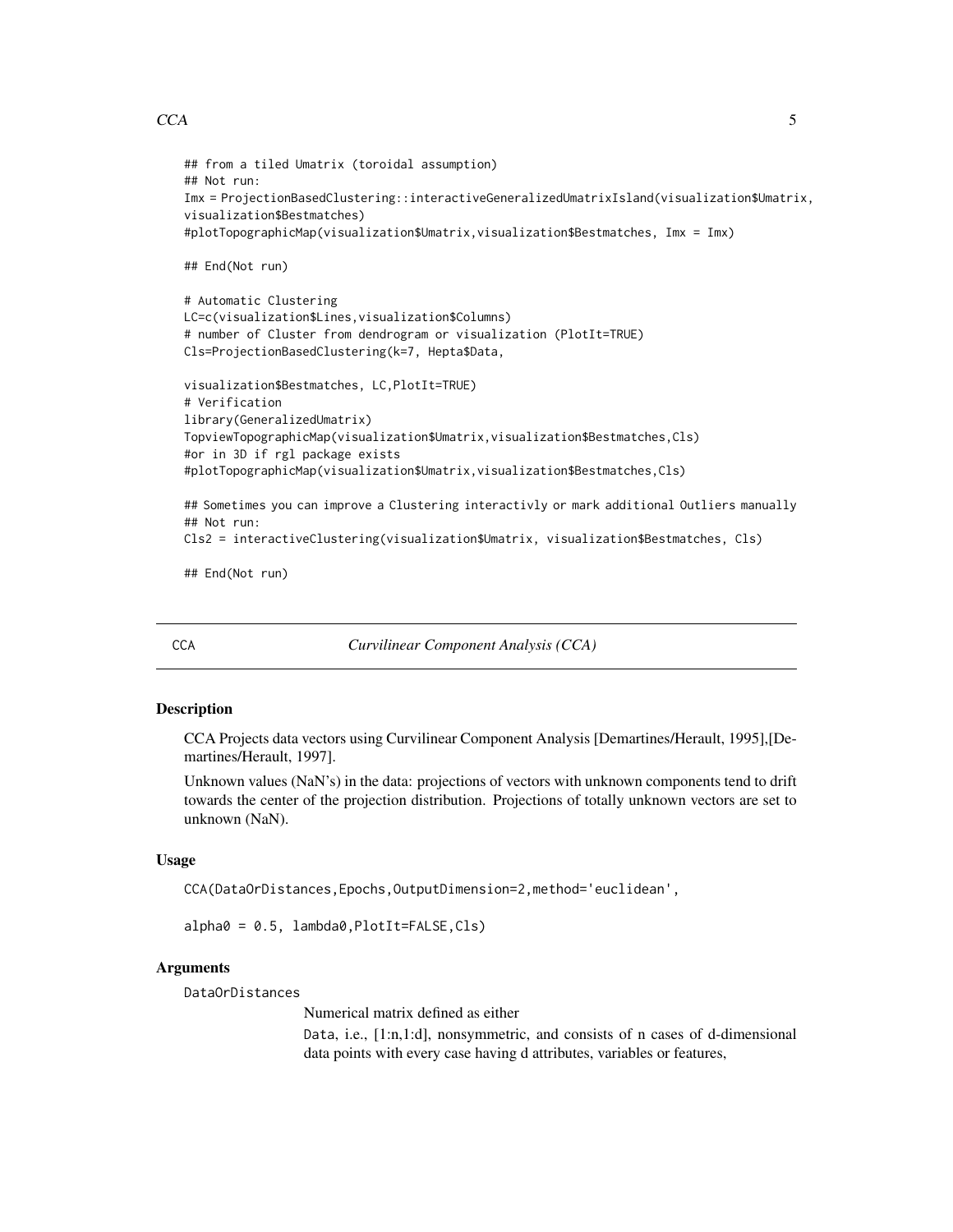```
## from a tiled Umatrix (toroidal assumption)
## Not run:
Imx = ProjectionBasedClustering::interactiveGeneralizedUmatrixIsland(visualization$Umatrix,
visualization$Bestmatches)
#plotTopographicMap(visualization$Umatrix,visualization$Bestmatches, Imx = Imx)

## End(Not run)

# Automatic Clustering
LC=c(visualization$Lines,visualization$Columns)
# number of Cluster from dendrogram or visualization (PlotIt=TRUE)
Cls=ProjectionBasedClustering(k=7, Hepta$Data,

visualization$Bestmatches, LC,PlotIt=TRUE)
# Verification
library(GeneralizedUmatrix)
TopviewTopographicMap(visualization$Umatrix,visualization$Bestmatches,Cls)
#or in 3D if rgl package exists
#plotTopographicMap(visualization$Umatrix,visualization$Bestmatches,Cls)

## Sometimes you can improve a Clustering interactivly or mark additional Outliers manually
## Not run:
Cls2 = interactiveClustering(visualization$Umatrix, visualization$Bestmatches, Cls)

## End(Not run)
```

---

# CCA — *Curvilinear Component Analysis (CCA)*

---

## Description

CCA Projects data vectors using Curvilinear Component Analysis [Demartines/Herault, 1995],[Demartines/Herault, 1997].

Unknown values (NaN's) in the data: projections of vectors with unknown components tend to drift towards the center of the projection distribution. Projections of totally unknown vectors are set to unknown (NaN).

## Usage

```
CCA(DataOrDistances,Epochs,OutputDimension=2,method='euclidean',

alpha0 = 0.5, lambda0,PlotIt=FALSE,Cls)
```

## Arguments

`DataOrDistances`
: Numerical matrix defined as either

  `Data`, i.e., [1:n,1:d], nonsymmetric, and consists of n cases of d-dimensional data points with every case having d attributes, variables or features,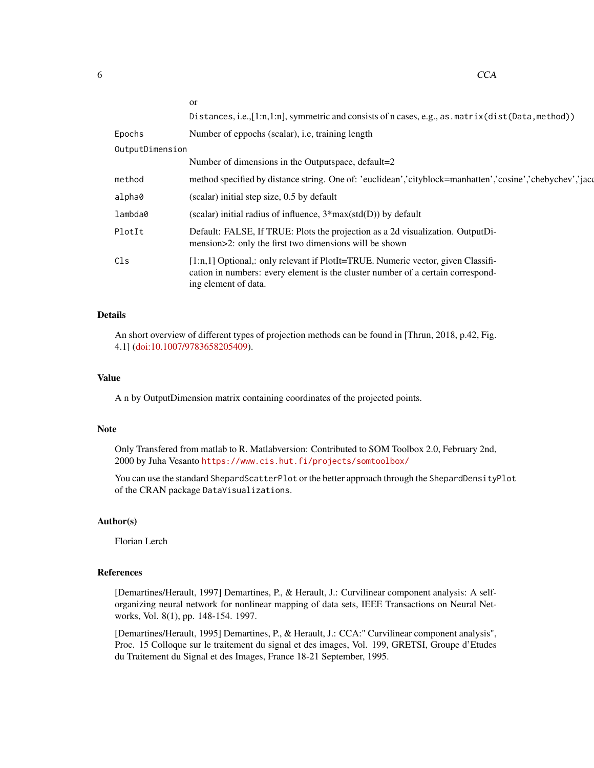| | |
|---|---|
| | or |
| | `Distances`, i.e.,[1:n,1:n], symmetric and consists of n cases, e.g., `as.matrix(dist(Data,method))` |
| `Epochs` | Number of eppochs (scalar), i.e, training length |
| `OutputDimension` | Number of dimensions in the Outputspace, default=2 |
| `method` | method specified by distance string. One of: 'euclidean','cityblock=manhatten','cosine','chebychev','jacc |
| `alpha0` | (scalar) initial step size, 0.5 by default |
| `lambda0` | (scalar) initial radius of influence, 3*max(std(D)) by default |
| `PlotIt` | Default: FALSE, If TRUE: Plots the projection as a 2d visualization. OutputDimension>2: only the first two dimensions will be shown |
| `Cls` | [1:n,1] Optional,: only relevant if PlotIt=TRUE. Numeric vector, given Classification in numbers: every element is the cluster number of a certain corresponding element of data. |

## Details

An short overview of different types of projection methods can be found in [Thrun, 2018, p.42, Fig. 4.1] (doi:10.1007/9783658205409).

## Value

A n by OutputDimension matrix containing coordinates of the projected points.

## Note

Only Transfered from matlab to R. Matlabversion: Contributed to SOM Toolbox 2.0, February 2nd, 2000 by Juha Vesanto `https://www.cis.hut.fi/projects/somtoolbox/`

You can use the standard `ShepardScatterPlot` or the better approach through the `ShepardDensityPlot` of the CRAN package `DataVisualizations`.

## Author(s)

Florian Lerch

## References

[Demartines/Herault, 1997] Demartines, P., & Herault, J.: Curvilinear component analysis: A self-organizing neural network for nonlinear mapping of data sets, IEEE Transactions on Neural Networks, Vol. 8(1), pp. 148-154. 1997.

[Demartines/Herault, 1995] Demartines, P., & Herault, J.: CCA:" Curvilinear component analysis", Proc. 15 Colloque sur le traitement du signal et des images, Vol. 199, GRETSI, Groupe d'Etudes du Traitement du Signal et des Images, France 18-21 September, 1995.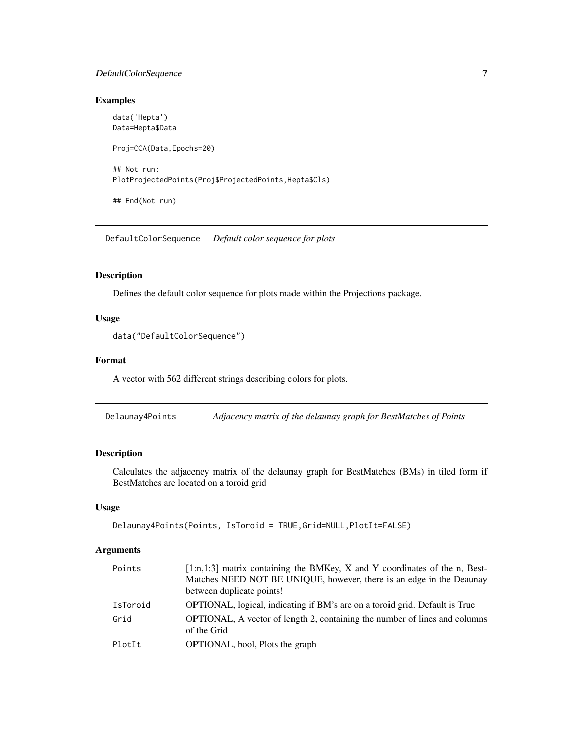## Examples

```
data('Hepta')
Data=Hepta$Data

Proj=CCA(Data,Epochs=20)

## Not run:
PlotProjectedPoints(Proj$ProjectedPoints,Hepta$Cls)

## End(Not run)
```

---

# DefaultColorSequence *Default color sequence for plots*

## Description

Defines the default color sequence for plots made within the Projections package.

## Usage

```
data("DefaultColorSequence")
```

## Format

A vector with 562 different strings describing colors for plots.

---

# Delaunay4Points *Adjacency matrix of the delaunay graph for BestMatches of Points*

## Description

Calculates the adjacency matrix of the delaunay graph for BestMatches (BMs) in tiled form if BestMatches are located on a toroid grid

## Usage

```
Delaunay4Points(Points, IsToroid = TRUE,Grid=NULL,PlotIt=FALSE)
```

## Arguments

| | |
|---|---|
| Points | [1:n,1:3] matrix containing the BMKey, X and Y coordinates of the n, BestMatches NEED NOT BE UNIQUE, however, there is an edge in the Deaunay between duplicate points! |
| IsToroid | OPTIONAL, logical, indicating if BM's are on a toroid grid. Default is True |
| Grid | OPTIONAL, A vector of length 2, containing the number of lines and columns of the Grid |
| PlotIt | OPTIONAL, bool, Plots the graph |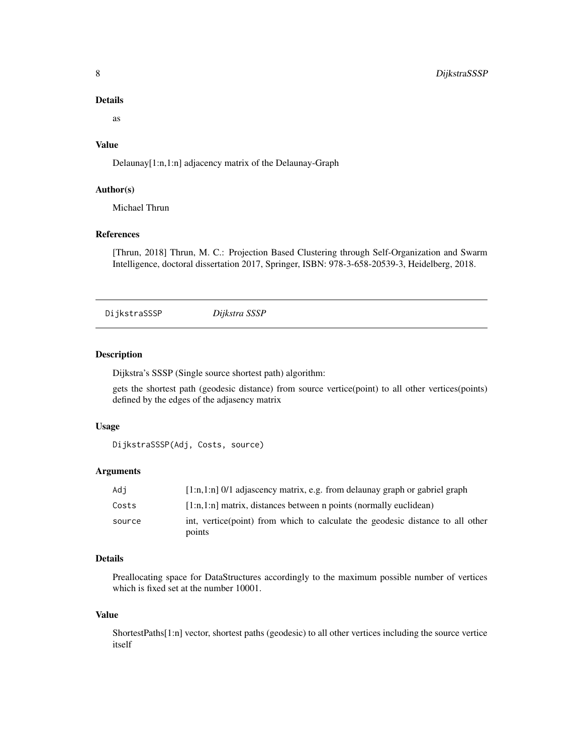### Details

as

### Value

Delaunay[1:n,1:n] adjacency matrix of the Delaunay-Graph

### Author(s)

Michael Thrun

### References

[Thrun, 2018] Thrun, M. C.: Projection Based Clustering through Self-Organization and Swarm Intelligence, doctoral dissertation 2017, Springer, ISBN: 978-3-658-20539-3, Heidelberg, 2018.

---

## DijkstraSSSP *Dijkstra SSSP*

---

### Description

Dijkstra's SSSP (Single source shortest path) algorithm:

gets the shortest path (geodesic distance) from source vertice(point) to all other vertices(points) defined by the edges of the adjasency matrix

### Usage

```
DijkstraSSSP(Adj, Costs, source)
```

### Arguments

| | |
|---|---|
| Adj | [1:n,1:n] 0/1 adjascency matrix, e.g. from delaunay graph or gabriel graph |
| Costs | [1:n,1:n] matrix, distances between n points (normally euclidean) |
| source | int, vertice(point) from which to calculate the geodesic distance to all other points |

### Details

Preallocating space for DataStructures accordingly to the maximum possible number of vertices which is fixed set at the number 10001.

### Value

ShortestPaths[1:n] vector, shortest paths (geodesic) to all other vertices including the source vertice itself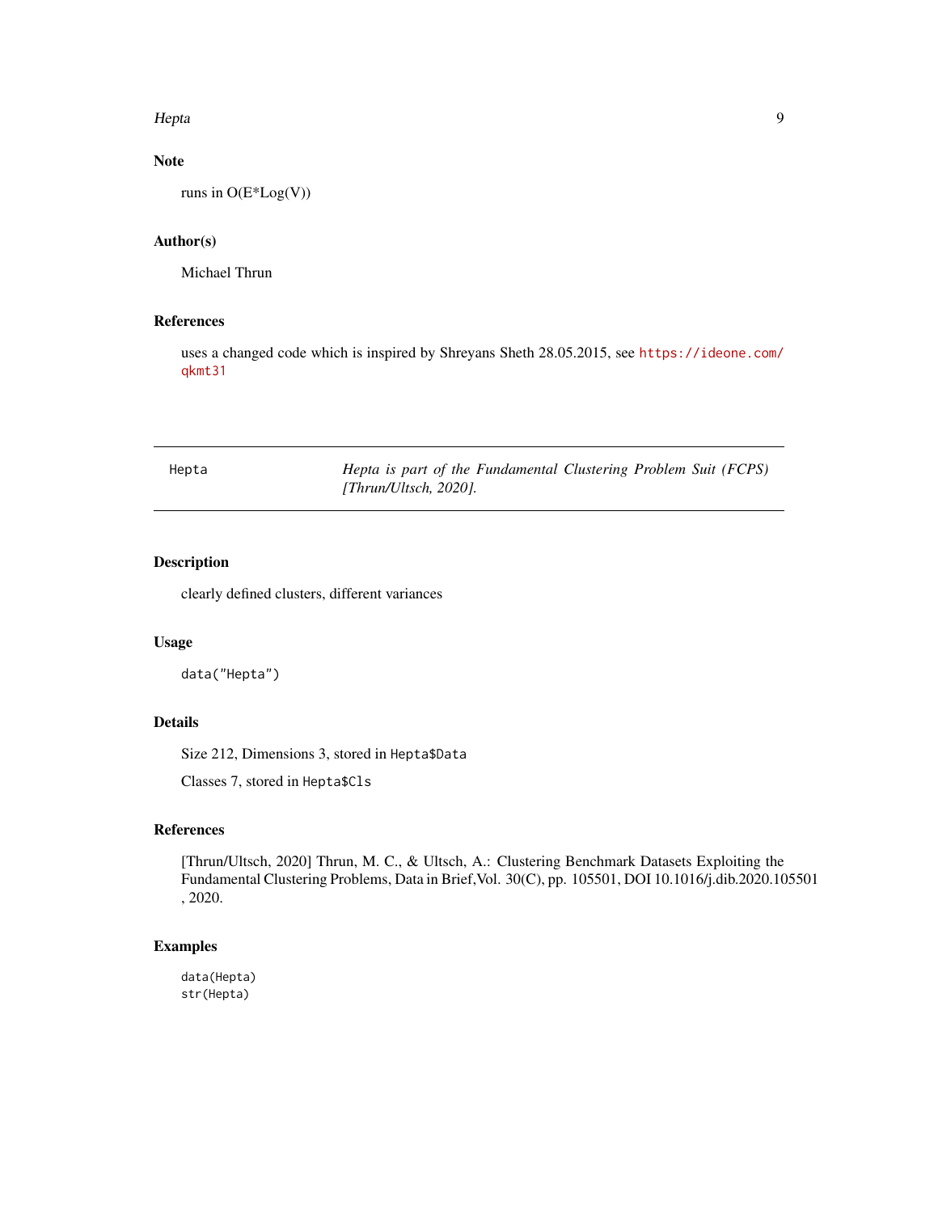### Note

runs in O(E*Log(V))

### Author(s)

Michael Thrun

### References

uses a changed code which is inspired by Shreyans Sheth 28.05.2015, see https://ideone.com/qkmt31

---

## Hepta *Hepta is part of the Fundamental Clustering Problem Suit (FCPS) [Thrun/Ultsch, 2020].*

---

### Description

clearly defined clusters, different variances

### Usage

```
data("Hepta")
```

### Details

Size 212, Dimensions 3, stored in `Hepta$Data`

Classes 7, stored in `Hepta$Cls`

### References

[Thrun/Ultsch, 2020] Thrun, M. C., & Ultsch, A.: Clustering Benchmark Datasets Exploiting the Fundamental Clustering Problems, Data in Brief,Vol. 30(C), pp. 105501, DOI 10.1016/j.dib.2020.105501 , 2020.

### Examples

```
data(Hepta)
str(Hepta)
```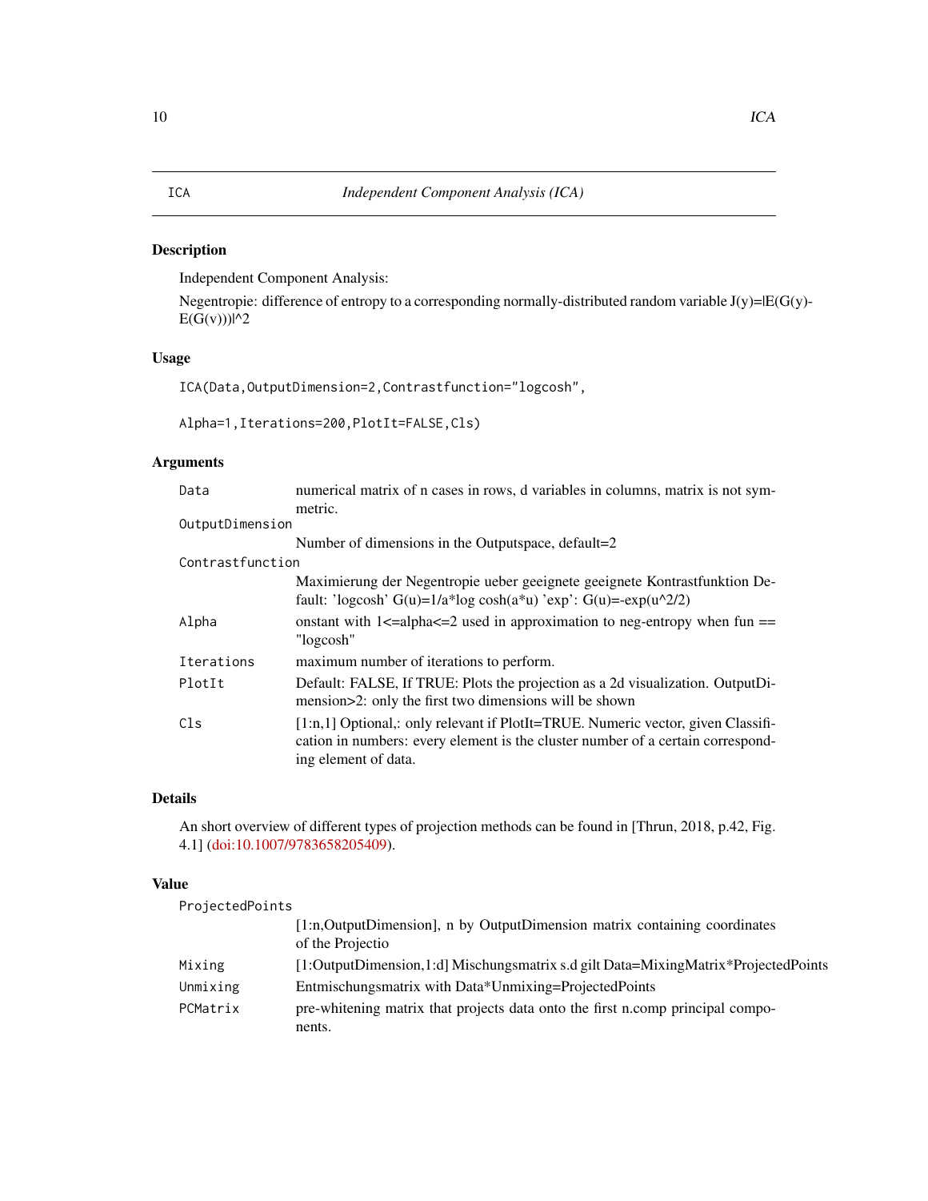## ICA — *Independent Component Analysis (ICA)*

### Description

Independent Component Analysis:

Negentropie: difference of entropy to a corresponding normally-distributed random variable J(y)=|E(G(y)-E(G(v)))|^2

### Usage

```
ICA(Data,OutputDimension=2,Contrastfunction="logcosh",

Alpha=1,Iterations=200,PlotIt=FALSE,Cls)
```

### Arguments

| | |
|---|---|
| `Data` | numerical matrix of n cases in rows, d variables in columns, matrix is not symmetric. |
| `OutputDimension` | Number of dimensions in the Outputspace, default=2 |
| `Contrastfunction` | Maximierung der Negentropie ueber geeignete geeignete Kontrastfunktion Default: 'logcosh' G(u)=1/a*log cosh(a*u) 'exp': G(u)=-exp(u^2/2) |
| `Alpha` | onstant with 1<=alpha<=2 used in approximation to neg-entropy when fun == "logcosh" |
| `Iterations` | maximum number of iterations to perform. |
| `PlotIt` | Default: FALSE, If TRUE: Plots the projection as a 2d visualization. OutputDimension>2: only the first two dimensions will be shown |
| `Cls` | [1:n,1] Optional,: only relevant if PlotIt=TRUE. Numeric vector, given Classification in numbers: every element is the cluster number of a certain corresponding element of data. |

### Details

An short overview of different types of projection methods can be found in [Thrun, 2018, p.42, Fig. 4.1] (doi:10.1007/9783658205409).

### Value

| | |
|---|---|
| `ProjectedPoints` | [1:n,OutputDimension], n by OutputDimension matrix containing coordinates of the Projectio |
| `Mixing` | [1:OutputDimension,1:d] Mischungsmatrix s.d gilt Data=MixingMatrix*ProjectedPoints |
| `Unmixing` | Entmischungsmatrix with Data*Unmixing=ProjectedPoints |
| `PCMatrix` | pre-whitening matrix that projects data onto the first n.comp principal components. |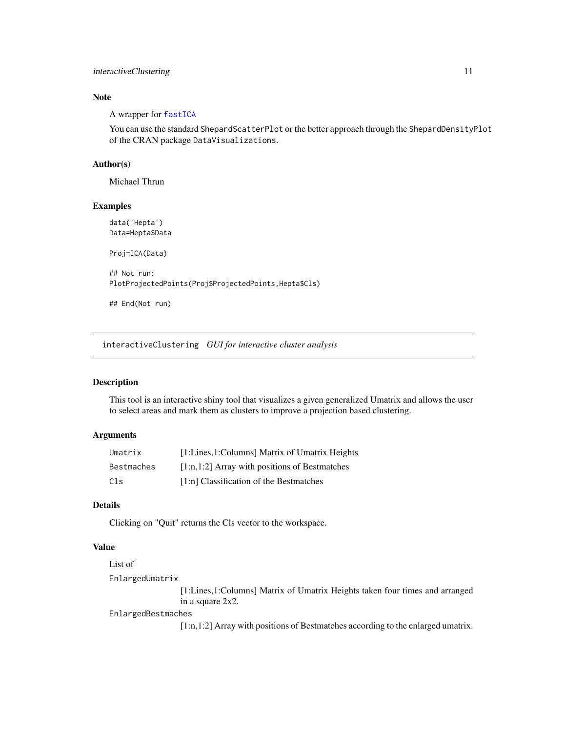### Note

A wrapper for fastICA

You can use the standard ShepardScatterPlot or the better approach through the ShepardDensityPlot of the CRAN package DataVisualizations.

### Author(s)

Michael Thrun

### Examples

```
data('Hepta')
Data=Hepta$Data

Proj=ICA(Data)

## Not run:
PlotProjectedPoints(Proj$ProjectedPoints,Hepta$Cls)

## End(Not run)
```

---

## interactiveClustering    *GUI for interactive cluster analysis*

### Description

This tool is an interactive shiny tool that visualizes a given generalized Umatrix and allows the user to select areas and mark them as clusters to improve a projection based clustering.

### Arguments

| | |
|---|---|
| Umatrix | [1:Lines,1:Columns] Matrix of Umatrix Heights |
| Bestmaches | [1:n,1:2] Array with positions of Bestmatches |
| Cls | [1:n] Classification of the Bestmatches |

### Details

Clicking on "Quit" returns the Cls vector to the workspace.

### Value

List of

| | |
|---|---|
| EnlargedUmatrix | [1:Lines,1:Columns] Matrix of Umatrix Heights taken four times and arranged in a square 2x2. |
| EnlargedBestmaches | [1:n,1:2] Array with positions of Bestmatches according to the enlarged umatrix. |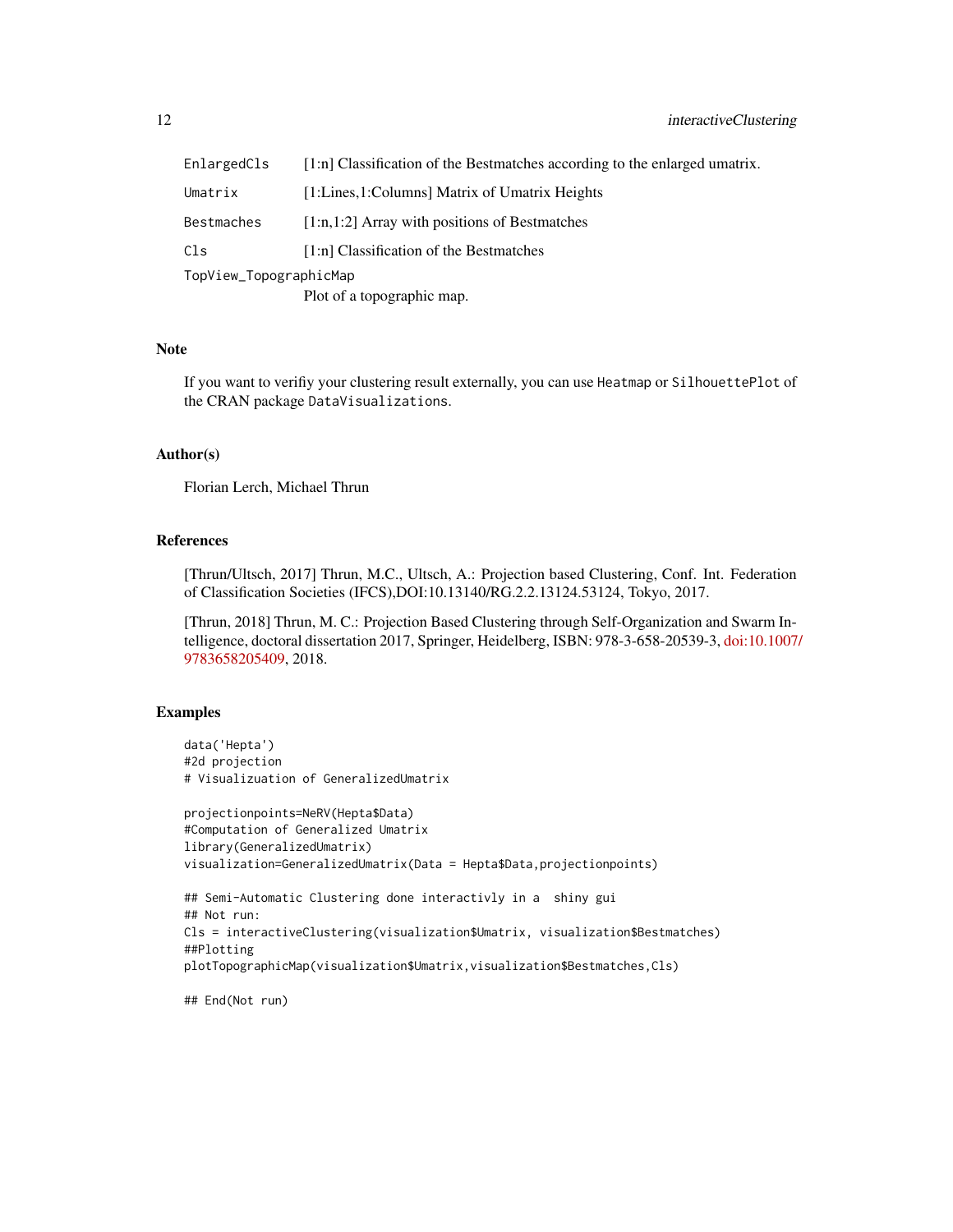| | |
|---|---|
| `EnlargedCls` | [1:n] Classification of the Bestmatches according to the enlarged umatrix. |
| `Umatrix` | [1:Lines,1:Columns] Matrix of Umatrix Heights |
| `Bestmaches` | [1:n,1:2] Array with positions of Bestmatches |
| `Cls` | [1:n] Classification of the Bestmatches |
| `TopView_TopographicMap` | Plot of a topographic map. |

## Note

If you want to verifiy your clustering result externally, you can use `Heatmap` or `SilhouettePlot` of the CRAN package `DataVisualizations`.

## Author(s)

Florian Lerch, Michael Thrun

## References

[Thrun/Ultsch, 2017] Thrun, M.C., Ultsch, A.: Projection based Clustering, Conf. Int. Federation of Classification Societies (IFCS),DOI:10.13140/RG.2.2.13124.53124, Tokyo, 2017.

[Thrun, 2018] Thrun, M. C.: Projection Based Clustering through Self-Organization and Swarm Intelligence, doctoral dissertation 2017, Springer, Heidelberg, ISBN: 978-3-658-20539-3, doi:10.1007/9783658205409, 2018.

## Examples

```
data('Hepta')
#2d projection
# Visualizuation of GeneralizedUmatrix

projectionpoints=NeRV(Hepta$Data)
#Computation of Generalized Umatrix
library(GeneralizedUmatrix)
visualization=GeneralizedUmatrix(Data = Hepta$Data,projectionpoints)

## Semi-Automatic Clustering done interactivly in a  shiny gui
## Not run:
Cls = interactiveClustering(visualization$Umatrix, visualization$Bestmatches)
##Plotting
plotTopographicMap(visualization$Umatrix,visualization$Bestmatches,Cls)

## End(Not run)
```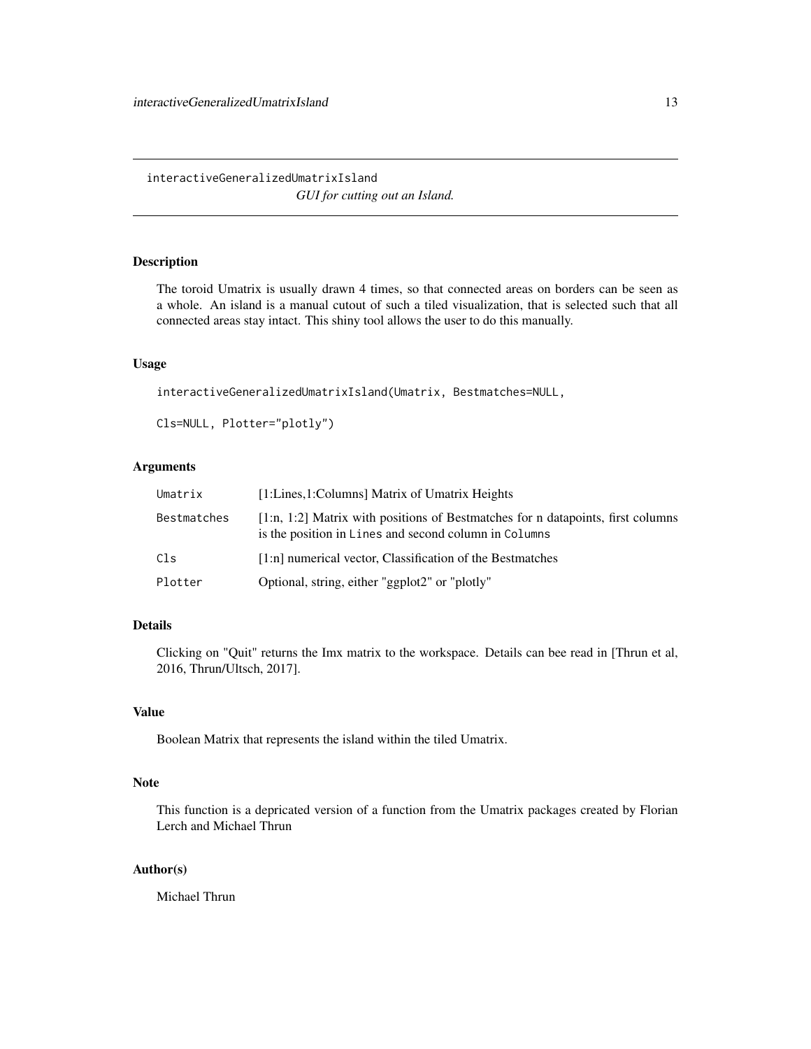## interactiveGeneralizedUmatrixIsland

*GUI for cutting out an Island.*

### Description

The toroid Umatrix is usually drawn 4 times, so that connected areas on borders can be seen as a whole. An island is a manual cutout of such a tiled visualization, that is selected such that all connected areas stay intact. This shiny tool allows the user to do this manually.

### Usage

```
interactiveGeneralizedUmatrixIsland(Umatrix, Bestmatches=NULL,

Cls=NULL, Plotter="plotly")
```

### Arguments

| | |
|---|---|
| `Umatrix` | [1:Lines,1:Columns] Matrix of Umatrix Heights |
| `Bestmatches` | [1:n, 1:2] Matrix with positions of Bestmatches for n datapoints, first columns is the position in `Lines` and second column in `Columns` |
| `Cls` | [1:n] numerical vector, Classification of the Bestmatches |
| `Plotter` | Optional, string, either "ggplot2" or "plotly" |

### Details

Clicking on "Quit" returns the Imx matrix to the workspace. Details can bee read in [Thrun et al, 2016, Thrun/Ultsch, 2017].

### Value

Boolean Matrix that represents the island within the tiled Umatrix.

### Note

This function is a depricated version of a function from the Umatrix packages created by Florian Lerch and Michael Thrun

### Author(s)

Michael Thrun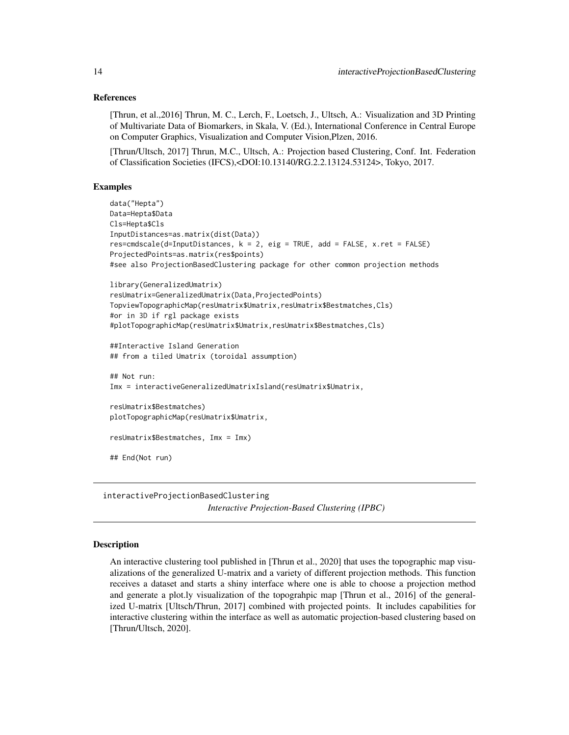### References

[Thrun, et al.,2016] Thrun, M. C., Lerch, F., Loetsch, J., Ultsch, A.: Visualization and 3D Printing of Multivariate Data of Biomarkers, in Skala, V. (Ed.), International Conference in Central Europe on Computer Graphics, Visualization and Computer Vision,Plzen, 2016.

[Thrun/Ultsch, 2017] Thrun, M.C., Ultsch, A.: Projection based Clustering, Conf. Int. Federation of Classification Societies (IFCS),<DOI:10.13140/RG.2.2.13124.53124>, Tokyo, 2017.

### Examples

```
data("Hepta")
Data=Hepta$Data
Cls=Hepta$Cls
InputDistances=as.matrix(dist(Data))
res=cmdscale(d=InputDistances, k = 2, eig = TRUE, add = FALSE, x.ret = FALSE)
ProjectedPoints=as.matrix(res$points)
#see also ProjectionBasedClustering package for other common projection methods

library(GeneralizedUmatrix)
resUmatrix=GeneralizedUmatrix(Data,ProjectedPoints)
TopviewTopographicMap(resUmatrix$Umatrix,resUmatrix$Bestmatches,Cls)
#or in 3D if rgl package exists
#plotTopographicMap(resUmatrix$Umatrix,resUmatrix$Bestmatches,Cls)

##Interactive Island Generation
## from a tiled Umatrix (toroidal assumption)

## Not run:
Imx = interactiveGeneralizedUmatrixIsland(resUmatrix$Umatrix,

resUmatrix$Bestmatches)
plotTopographicMap(resUmatrix$Umatrix,

resUmatrix$Bestmatches, Imx = Imx)

## End(Not run)
```

---

## interactiveProjectionBasedClustering

*Interactive Projection-Based Clustering (IPBC)*

---

### Description

An interactive clustering tool published in [Thrun et al., 2020] that uses the topographic map visualizations of the generalized U-matrix and a variety of different projection methods. This function receives a dataset and starts a shiny interface where one is able to choose a projection method and generate a plot.ly visualization of the topograhpic map [Thrun et al., 2016] of the generalized U-matrix [Ultsch/Thrun, 2017] combined with projected points. It includes capabilities for interactive clustering within the interface as well as automatic projection-based clustering based on [Thrun/Ultsch, 2020].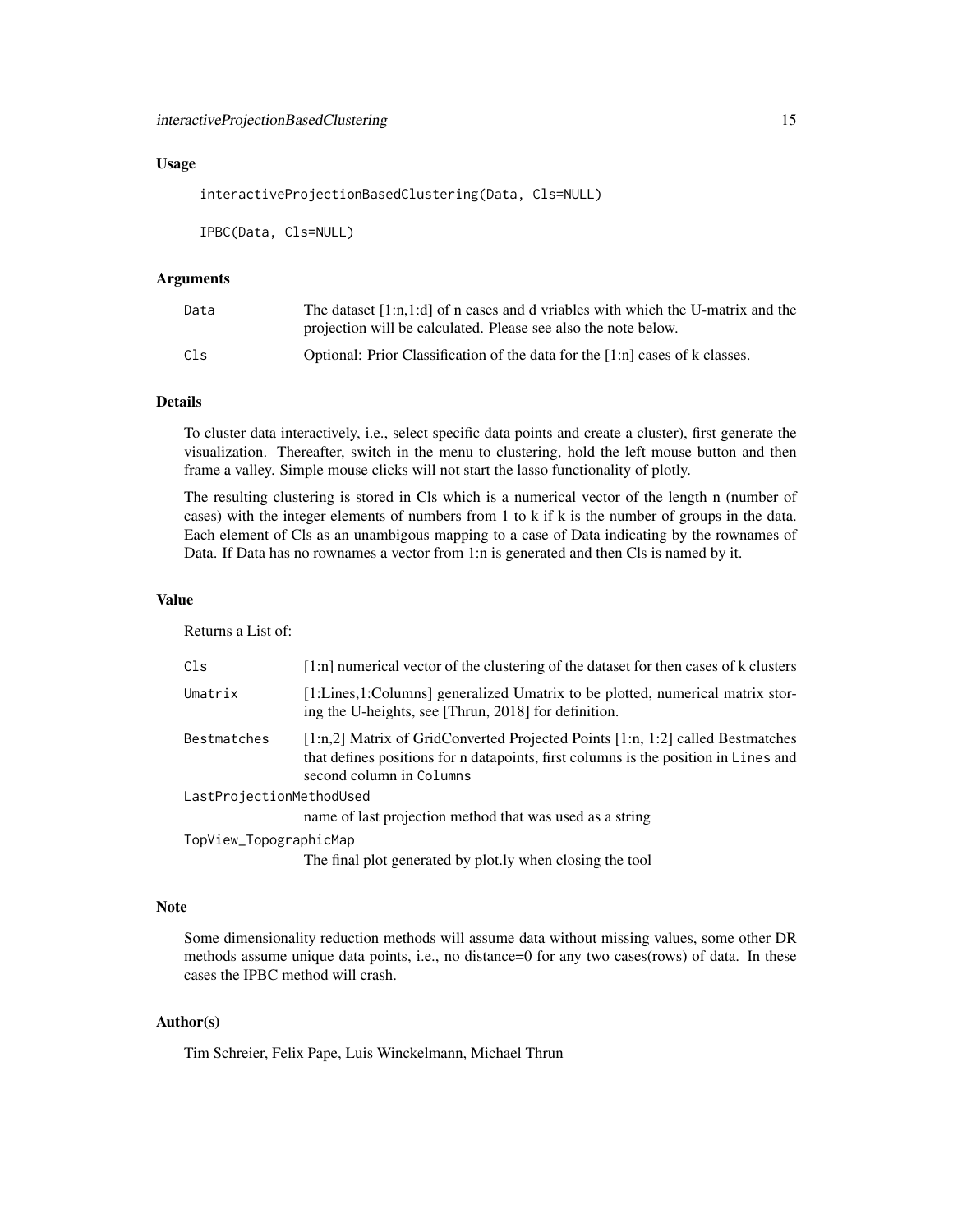### Usage

```
interactiveProjectionBasedClustering(Data, Cls=NULL)

IPBC(Data, Cls=NULL)
```

### Arguments

| | |
|---|---|
| Data | The dataset [1:n,1:d] of n cases and d vriables with which the U-matrix and the projection will be calculated. Please see also the note below. |
| Cls | Optional: Prior Classification of the data for the [1:n] cases of k classes. |

### Details

To cluster data interactively, i.e., select specific data points and create a cluster), first generate the visualization. Thereafter, switch in the menu to clustering, hold the left mouse button and then frame a valley. Simple mouse clicks will not start the lasso functionality of plotly.

The resulting clustering is stored in Cls which is a numerical vector of the length n (number of cases) with the integer elements of numbers from 1 to k if k is the number of groups in the data. Each element of Cls as an unambigous mapping to a case of Data indicating by the rownames of Data. If Data has no rownames a vector from 1:n is generated and then Cls is named by it.

### Value

Returns a List of:

| | |
|---|---|
| Cls | [1:n] numerical vector of the clustering of the dataset for then cases of k clusters |
| Umatrix | [1:Lines,1:Columns] generalized Umatrix to be plotted, numerical matrix storing the U-heights, see [Thrun, 2018] for definition. |
| Bestmatches | [1:n,2] Matrix of GridConverted Projected Points [1:n, 1:2] called Bestmatches that defines positions for n datapoints, first columns is the position in `Lines` and second column in `Columns` |
| LastProjectionMethodUsed | name of last projection method that was used as a string |
| TopView_TopographicMap | The final plot generated by plot.ly when closing the tool |

### Note

Some dimensionality reduction methods will assume data without missing values, some other DR methods assume unique data points, i.e., no distance=0 for any two cases(rows) of data. In these cases the IPBC method will crash.

### Author(s)

Tim Schreier, Felix Pape, Luis Winckelmann, Michael Thrun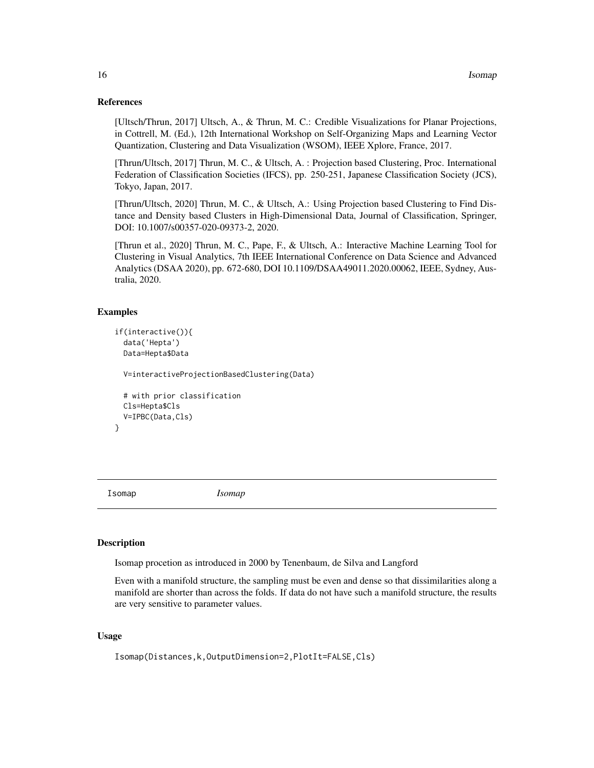### References

[Ultsch/Thrun, 2017] Ultsch, A., & Thrun, M. C.: Credible Visualizations for Planar Projections, in Cottrell, M. (Ed.), 12th International Workshop on Self-Organizing Maps and Learning Vector Quantization, Clustering and Data Visualization (WSOM), IEEE Xplore, France, 2017.

[Thrun/Ultsch, 2017] Thrun, M. C., & Ultsch, A. : Projection based Clustering, Proc. International Federation of Classification Societies (IFCS), pp. 250-251, Japanese Classification Society (JCS), Tokyo, Japan, 2017.

[Thrun/Ultsch, 2020] Thrun, M. C., & Ultsch, A.: Using Projection based Clustering to Find Distance and Density based Clusters in High-Dimensional Data, Journal of Classification, Springer, DOI: 10.1007/s00357-020-09373-2, 2020.

[Thrun et al., 2020] Thrun, M. C., Pape, F., & Ultsch, A.: Interactive Machine Learning Tool for Clustering in Visual Analytics, 7th IEEE International Conference on Data Science and Advanced Analytics (DSAA 2020), pp. 672-680, DOI 10.1109/DSAA49011.2020.00062, IEEE, Sydney, Australia, 2020.

### Examples

```
if(interactive()){
  data('Hepta')
  Data=Hepta$Data

  V=interactiveProjectionBasedClustering(Data)

  # with prior classification
  Cls=Hepta$Cls
  V=IPBC(Data,Cls)
}
```

---

## Isomap *Isomap*

### Description

Isomap procetion as introduced in 2000 by Tenenbaum, de Silva and Langford

Even with a manifold structure, the sampling must be even and dense so that dissimilarities along a manifold are shorter than across the folds. If data do not have such a manifold structure, the results are very sensitive to parameter values.

### Usage

```
Isomap(Distances,k,OutputDimension=2,PlotIt=FALSE,Cls)
```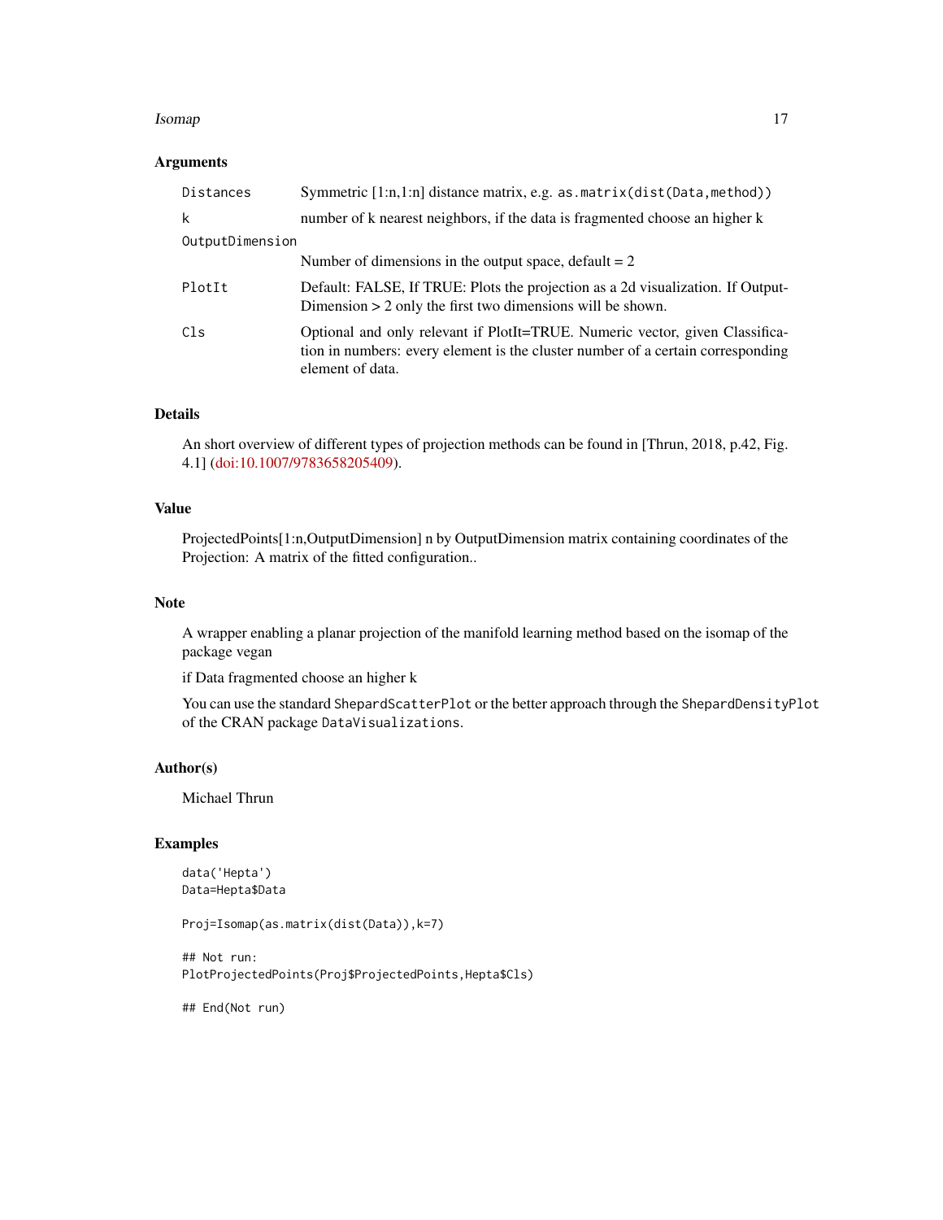### Arguments

| | |
|---|---|
| `Distances` | Symmetric [1:n,1:n] distance matrix, e.g. `as.matrix(dist(Data,method))` |
| `k` | number of k nearest neighbors, if the data is fragmented choose an higher k |
| `OutputDimension` | Number of dimensions in the output space, default = 2 |
| `PlotIt` | Default: FALSE, If TRUE: Plots the projection as a 2d visualization. If OutputDimension > 2 only the first two dimensions will be shown. |
| `Cls` | Optional and only relevant if PlotIt=TRUE. Numeric vector, given Classification in numbers: every element is the cluster number of a certain corresponding element of data. |

### Details

An short overview of different types of projection methods can be found in [Thrun, 2018, p.42, Fig. 4.1] (doi:10.1007/9783658205409).

### Value

ProjectedPoints[1:n,OutputDimension] n by OutputDimension matrix containing coordinates of the Projection: A matrix of the fitted configuration..

### Note

A wrapper enabling a planar projection of the manifold learning method based on the isomap of the package vegan

if Data fragmented choose an higher k

You can use the standard `ShepardScatterPlot` or the better approach through the `ShepardDensityPlot` of the CRAN package `DataVisualizations`.

### Author(s)

Michael Thrun

### Examples

```
data('Hepta')
Data=Hepta$Data

Proj=Isomap(as.matrix(dist(Data)),k=7)

## Not run:
PlotProjectedPoints(Proj$ProjectedPoints,Hepta$Cls)

## End(Not run)
```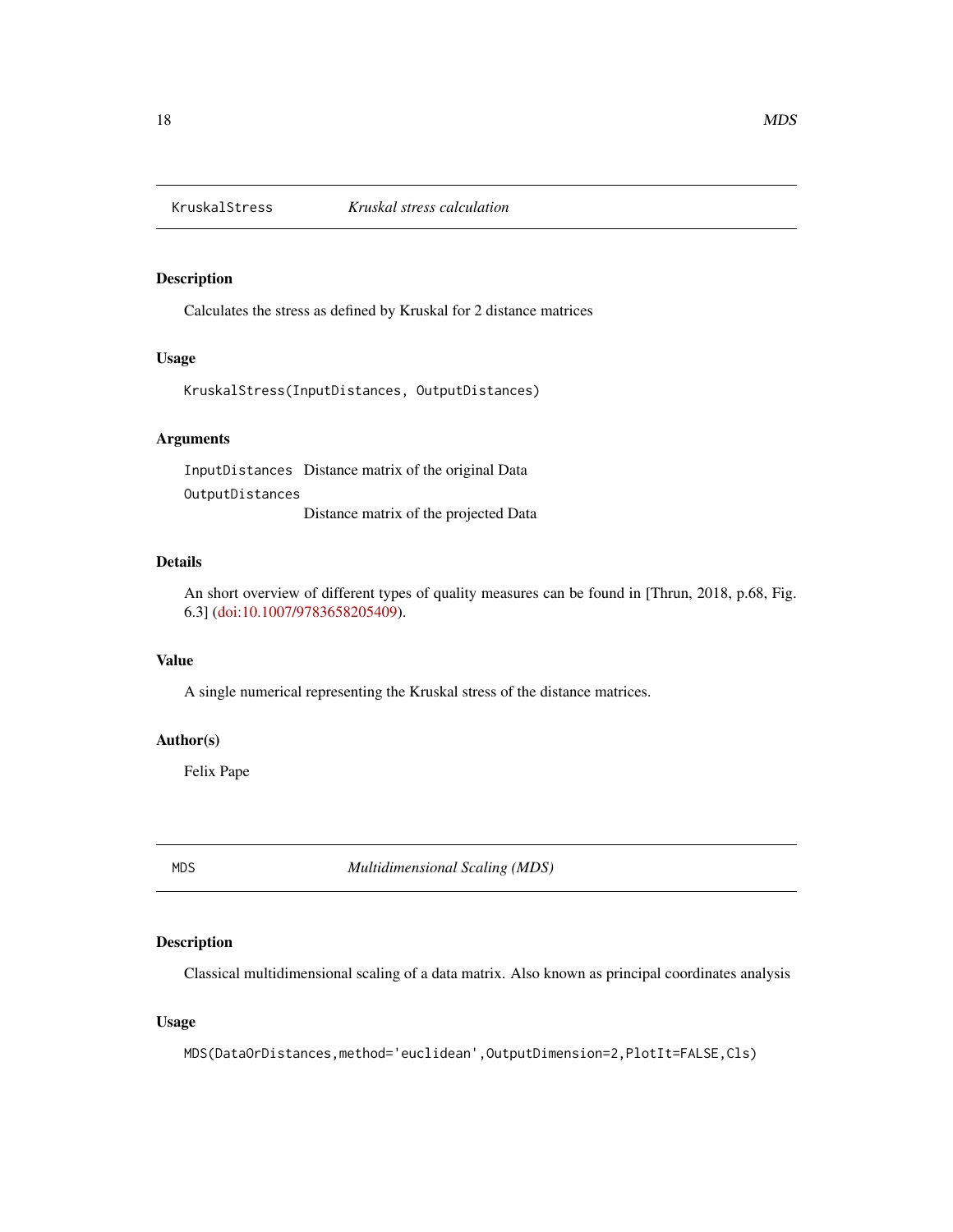## KruskalStress *Kruskal stress calculation*

### Description

Calculates the stress as defined by Kruskal for 2 distance matrices

### Usage

```
KruskalStress(InputDistances, OutputDistances)
```

### Arguments

`InputDistances` Distance matrix of the original Data

`OutputDistances` Distance matrix of the projected Data

### Details

An short overview of different types of quality measures can be found in [Thrun, 2018, p.68, Fig. 6.3] (doi:10.1007/9783658205409).

### Value

A single numerical representing the Kruskal stress of the distance matrices.

### Author(s)

Felix Pape

## MDS *Multidimensional Scaling (MDS)*

### Description

Classical multidimensional scaling of a data matrix. Also known as principal coordinates analysis

### Usage

```
MDS(DataOrDistances,method='euclidean',OutputDimension=2,PlotIt=FALSE,Cls)
```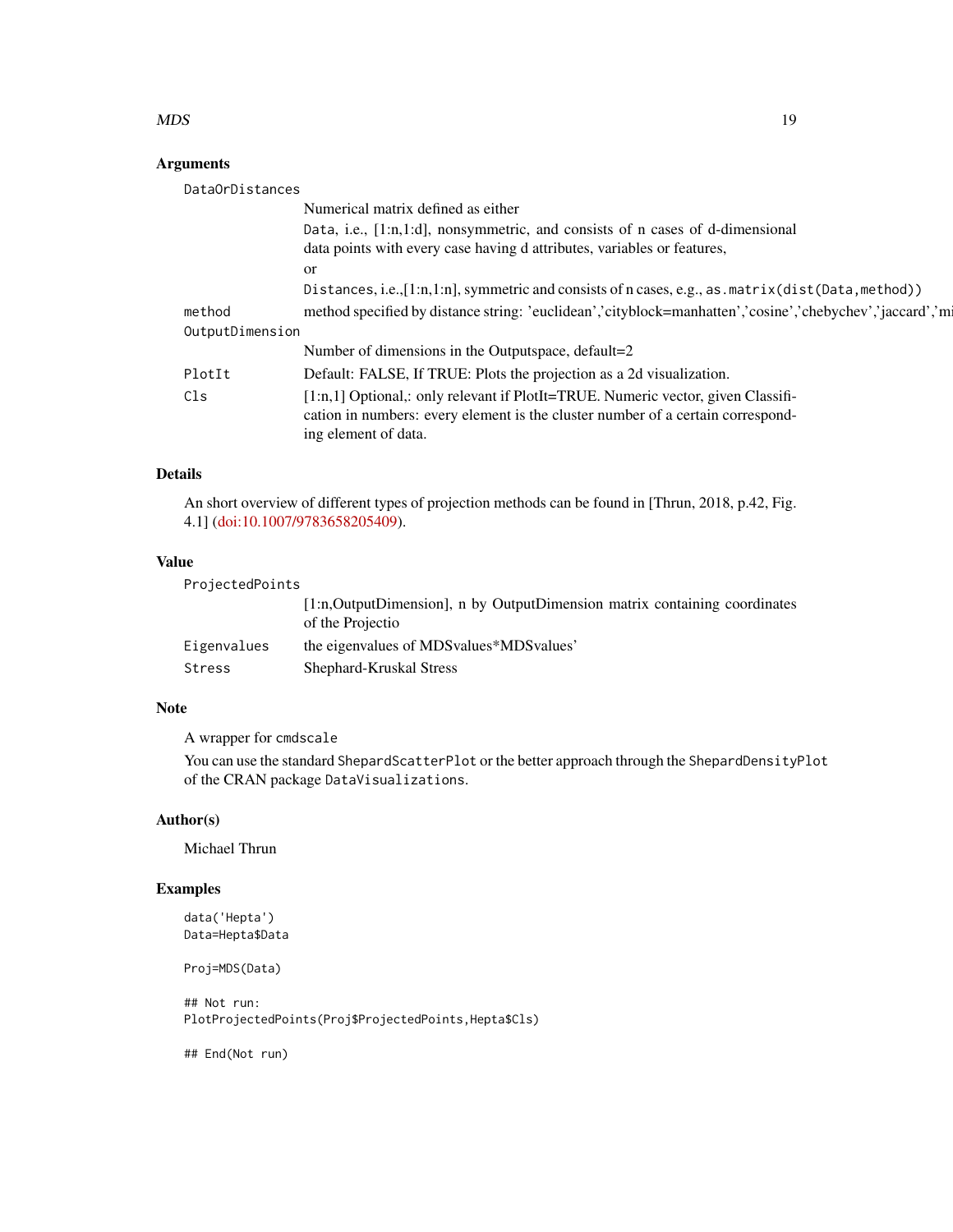## Arguments

**DataOrDistances**
: Numerical matrix defined as either
  `Data`, i.e., [1:n,1:d], nonsymmetric, and consists of n cases of d-dimensional data points with every case having d attributes, variables or features,
  or
  `Distances`, i.e.,[1:n,1:n], symmetric and consists of n cases, e.g., `as.matrix(dist(Data,method))`

**method**
: method specified by distance string: 'euclidean','cityblock=manhatten','cosine','chebychev','jaccard','mi

**OutputDimension**
: Number of dimensions in the Outputspace, default=2

**PlotIt**
: Default: FALSE, If TRUE: Plots the projection as a 2d visualization.

**Cls**
: [1:n,1] Optional,: only relevant if PlotIt=TRUE. Numeric vector, given Classification in numbers: every element is the cluster number of a certain corresponding element of data.

## Details

An short overview of different types of projection methods can be found in [Thrun, 2018, p.42, Fig. 4.1] (doi:10.1007/9783658205409).

## Value

**ProjectedPoints**
: [1:n,OutputDimension], n by OutputDimension matrix containing coordinates of the Projectio

**Eigenvalues**
: the eigenvalues of MDSvalues*MDSvalues'

**Stress**
: Shephard-Kruskal Stress

## Note

A wrapper for `cmdscale`

You can use the standard `ShepardScatterPlot` or the better approach through the `ShepardDensityPlot` of the CRAN package `DataVisualizations`.

## Author(s)

Michael Thrun

## Examples

```
data('Hepta')
Data=Hepta$Data

Proj=MDS(Data)

## Not run:
PlotProjectedPoints(Proj$ProjectedPoints,Hepta$Cls)

## End(Not run)
```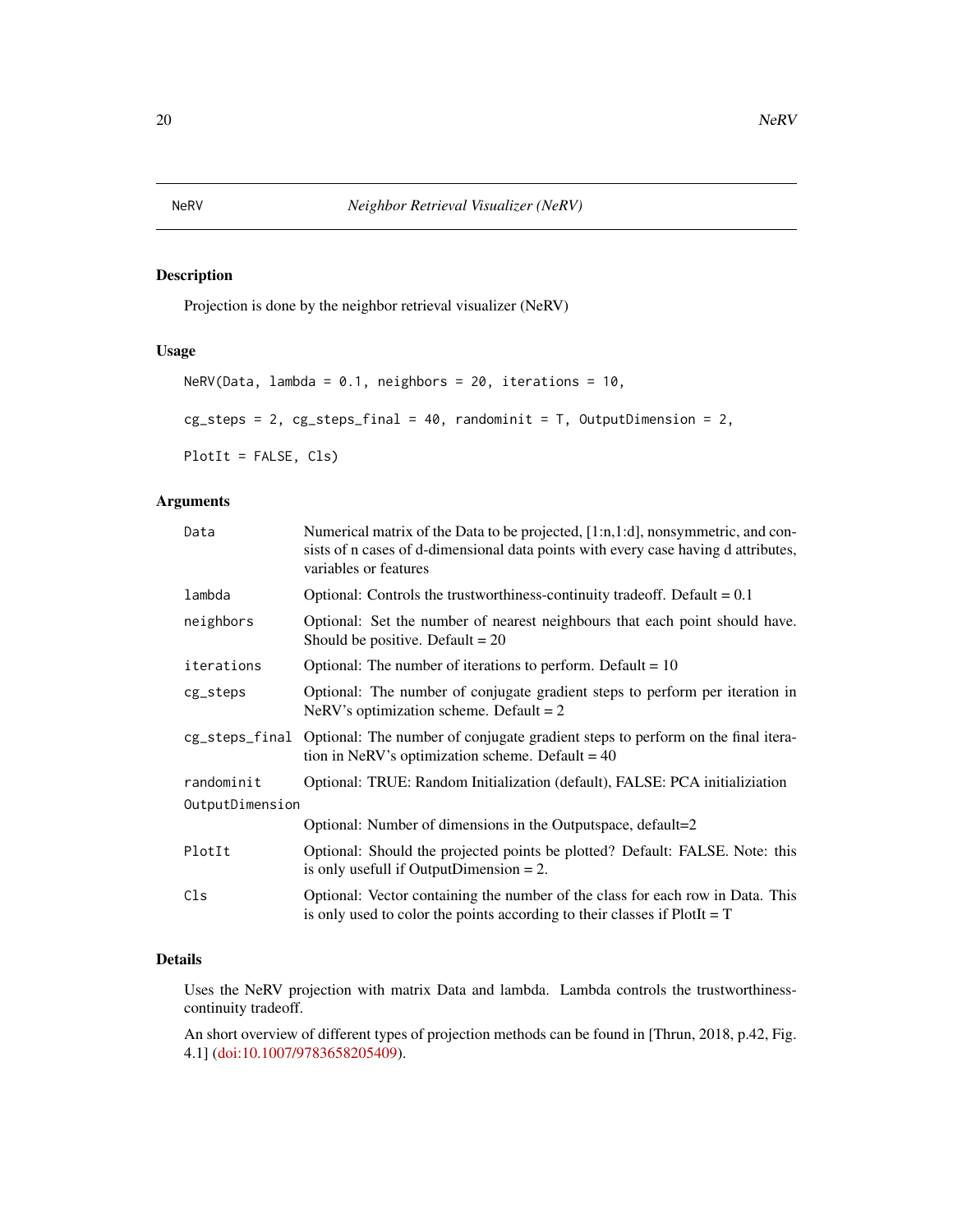NeRV — *Neighbor Retrieval Visualizer (NeRV)*

## Description

Projection is done by the neighbor retrieval visualizer (NeRV)

## Usage

```
NeRV(Data, lambda = 0.1, neighbors = 20, iterations = 10,

cg_steps = 2, cg_steps_final = 40, randominit = T, OutputDimension = 2,

PlotIt = FALSE, Cls)
```

## Arguments

| | |
|---|---|
| `Data` | Numerical matrix of the Data to be projected, [1:n,1:d], nonsymmetric, and consists of n cases of d-dimensional data points with every case having d attributes, variables or features |
| `lambda` | Optional: Controls the trustworthiness-continuity tradeoff. Default = 0.1 |
| `neighbors` | Optional: Set the number of nearest neighbours that each point should have. Should be positive. Default = 20 |
| `iterations` | Optional: The number of iterations to perform. Default = 10 |
| `cg_steps` | Optional: The number of conjugate gradient steps to perform per iteration in NeRV's optimization scheme. Default = 2 |
| `cg_steps_final` | Optional: The number of conjugate gradient steps to perform on the final iteration in NeRV's optimization scheme. Default = 40 |
| `randominit` | Optional: TRUE: Random Initialization (default), FALSE: PCA initializiation |
| `OutputDimension` | Optional: Number of dimensions in the Outputspace, default=2 |
| `PlotIt` | Optional: Should the projected points be plotted? Default: FALSE. Note: this is only usefull if OutputDimension = 2. |
| `Cls` | Optional: Vector containing the number of the class for each row in Data. This is only used to color the points according to their classes if PlotIt = T |

## Details

Uses the NeRV projection with matrix Data and lambda. Lambda controls the trustworthiness-continuity tradeoff.

An short overview of different types of projection methods can be found in [Thrun, 2018, p.42, Fig. 4.1] (doi:10.1007/9783658205409).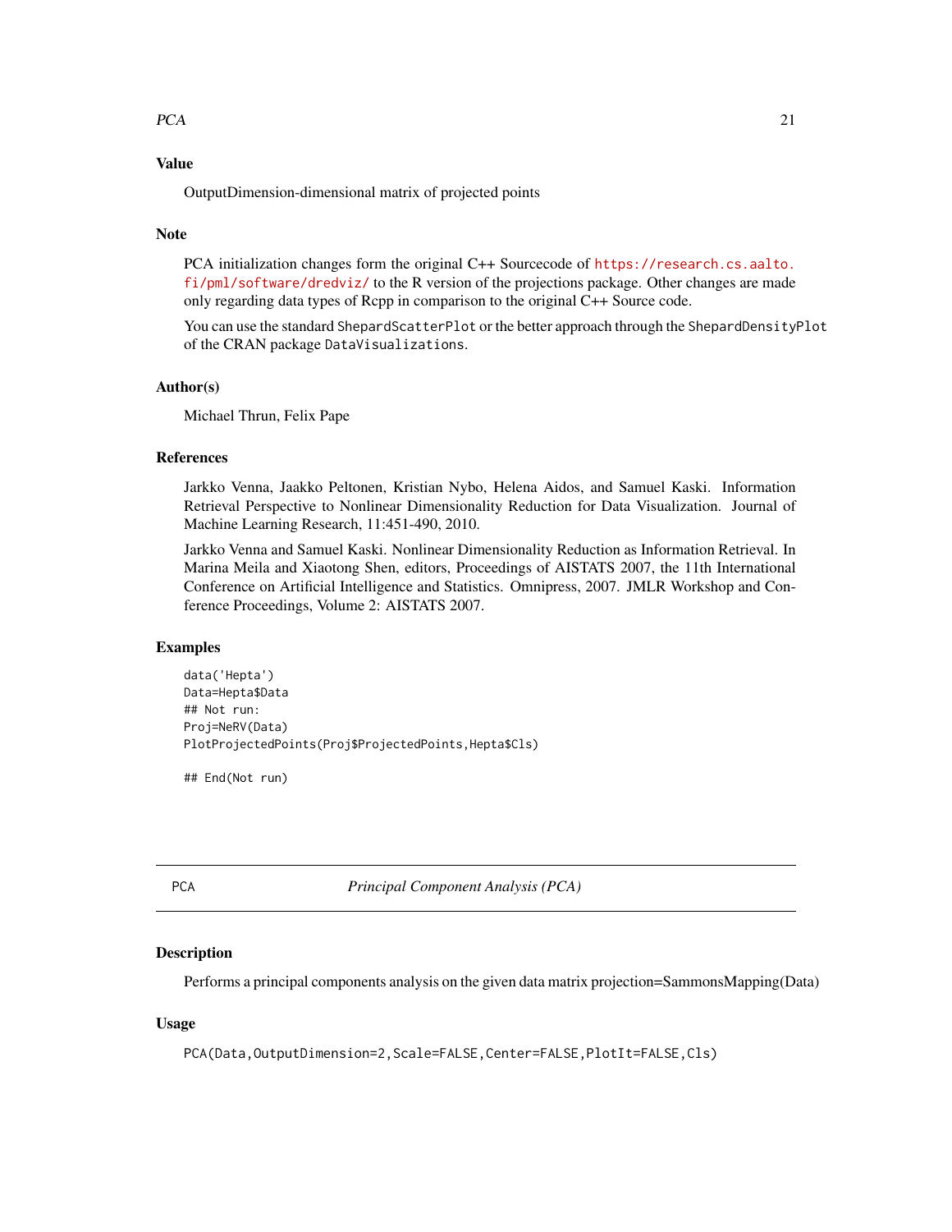## Value

OutputDimension-dimensional matrix of projected points

## Note

PCA initialization changes form the original C++ Sourcecode of https://research.cs.aalto.fi/pml/software/dredviz/ to the R version of the projections package. Other changes are made only regarding data types of Rcpp in comparison to the original C++ Source code.

You can use the standard `ShepardScatterPlot` or the better approach through the `ShepardDensityPlot` of the CRAN package `DataVisualizations`.

## Author(s)

Michael Thrun, Felix Pape

## References

Jarkko Venna, Jaakko Peltonen, Kristian Nybo, Helena Aidos, and Samuel Kaski. Information Retrieval Perspective to Nonlinear Dimensionality Reduction for Data Visualization. Journal of Machine Learning Research, 11:451-490, 2010.

Jarkko Venna and Samuel Kaski. Nonlinear Dimensionality Reduction as Information Retrieval. In Marina Meila and Xiaotong Shen, editors, Proceedings of AISTATS 2007, the 11th International Conference on Artificial Intelligence and Statistics. Omnipress, 2007. JMLR Workshop and Conference Proceedings, Volume 2: AISTATS 2007.

## Examples

```
data('Hepta')
Data=Hepta$Data
## Not run:
Proj=NeRV(Data)
PlotProjectedPoints(Proj$ProjectedPoints,Hepta$Cls)

## End(Not run)
```

---

# PCA — *Principal Component Analysis (PCA)*

## Description

Performs a principal components analysis on the given data matrix projection=SammonsMapping(Data)

## Usage

```
PCA(Data,OutputDimension=2,Scale=FALSE,Center=FALSE,PlotIt=FALSE,Cls)
```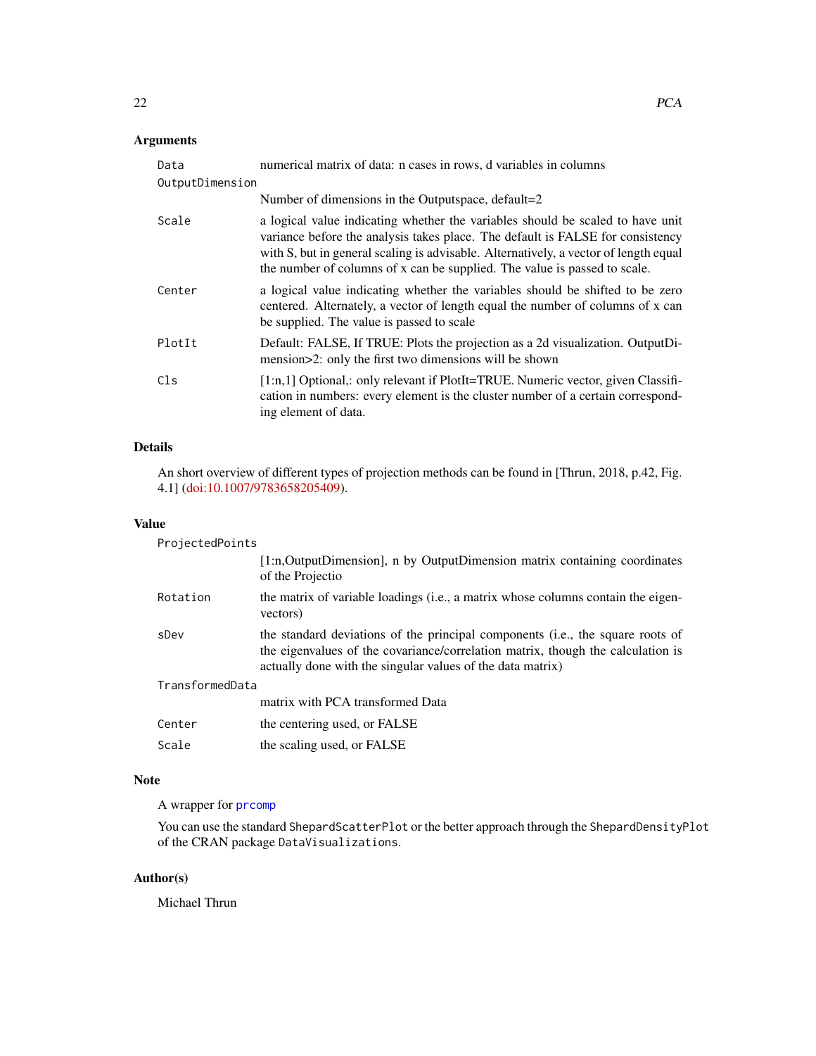## Arguments

| | |
|---|---|
| `Data` | numerical matrix of data: n cases in rows, d variables in columns |
| `OutputDimension` | Number of dimensions in the Outputspace, default=2 |
| `Scale` | a logical value indicating whether the variables should be scaled to have unit variance before the analysis takes place. The default is FALSE for consistency with S, but in general scaling is advisable. Alternatively, a vector of length equal the number of columns of x can be supplied. The value is passed to scale. |
| `Center` | a logical value indicating whether the variables should be shifted to be zero centered. Alternately, a vector of length equal the number of columns of x can be supplied. The value is passed to scale |
| `PlotIt` | Default: FALSE, If TRUE: Plots the projection as a 2d visualization. OutputDimension>2: only the first two dimensions will be shown |
| `Cls` | [1:n,1] Optional,: only relevant if PlotIt=TRUE. Numeric vector, given Classification in numbers: every element is the cluster number of a certain corresponding element of data. |

## Details

An short overview of different types of projection methods can be found in [Thrun, 2018, p.42, Fig. 4.1] (doi:10.1007/9783658205409).

## Value

| | |
|---|---|
| `ProjectedPoints` | [1:n,OutputDimension], n by OutputDimension matrix containing coordinates of the Projectio |
| `Rotation` | the matrix of variable loadings (i.e., a matrix whose columns contain the eigenvectors) |
| `sDev` | the standard deviations of the principal components (i.e., the square roots of the eigenvalues of the covariance/correlation matrix, though the calculation is actually done with the singular values of the data matrix) |
| `TransformedData` | matrix with PCA transformed Data |
| `Center` | the centering used, or FALSE |
| `Scale` | the scaling used, or FALSE |

## Note

A wrapper for `prcomp`

You can use the standard `ShepardScatterPlot` or the better approach through the `ShepardDensityPlot` of the CRAN package `DataVisualizations`.

## Author(s)

Michael Thrun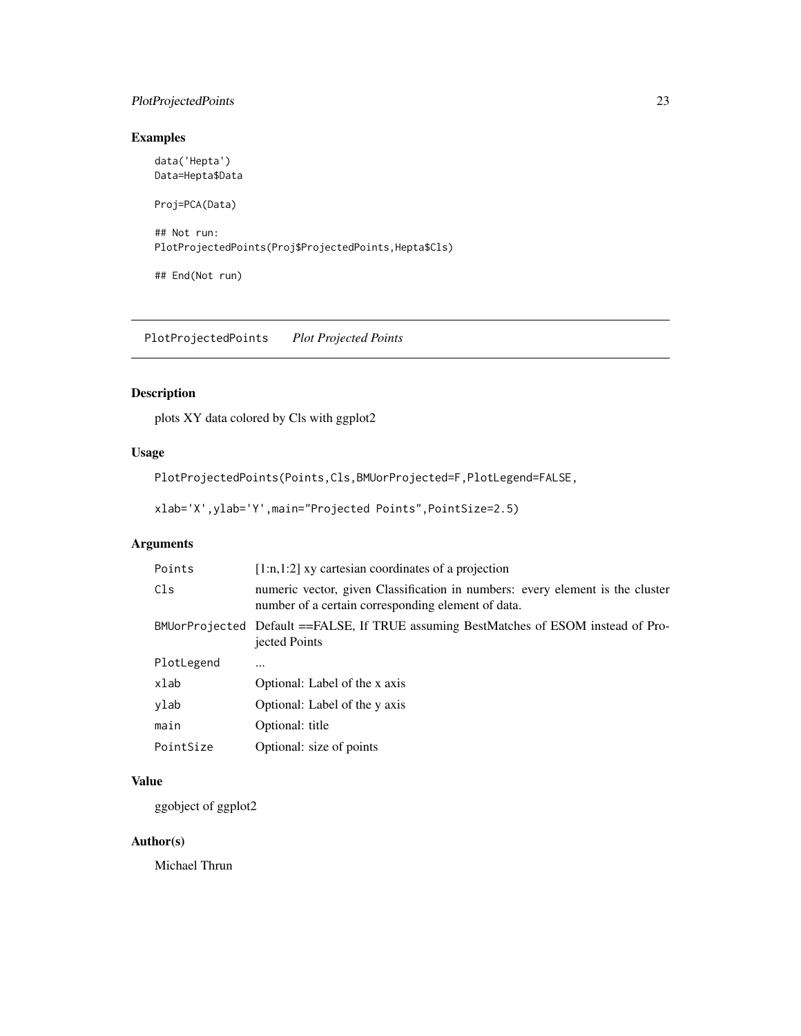## Examples

```
data('Hepta')
Data=Hepta$Data

Proj=PCA(Data)

## Not run:
PlotProjectedPoints(Proj$ProjectedPoints,Hepta$Cls)

## End(Not run)
```

---

# PlotProjectedPoints *Plot Projected Points*

---

## Description

plots XY data colored by Cls with ggplot2

## Usage

```
PlotProjectedPoints(Points,Cls,BMUorProjected=F,PlotLegend=FALSE,

xlab='X',ylab='Y',main="Projected Points",PointSize=2.5)
```

## Arguments

| | |
|---|---|
| Points | [1:n,1:2] xy cartesian coordinates of a projection |
| Cls | numeric vector, given Classification in numbers: every element is the cluster number of a certain corresponding element of data. |
| BMUorProjected | Default ==FALSE, If TRUE assuming BestMatches of ESOM instead of Projected Points |
| PlotLegend | ... |
| xlab | Optional: Label of the x axis |
| ylab | Optional: Label of the y axis |
| main | Optional: title |
| PointSize | Optional: size of points |

## Value

ggobject of ggplot2

## Author(s)

Michael Thrun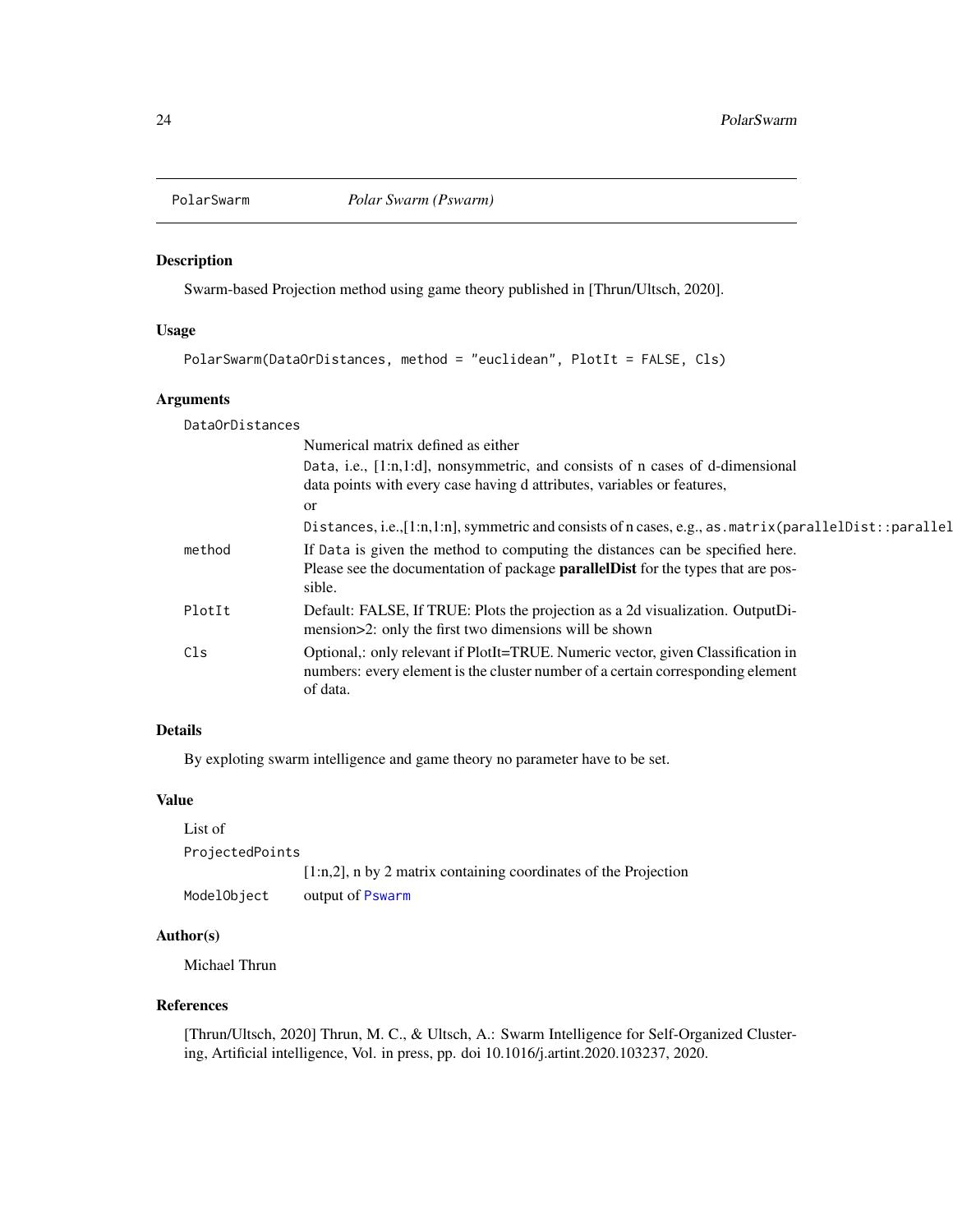## PolarSwarm    *Polar Swarm (Pswarm)*

### Description

Swarm-based Projection method using game theory published in [Thrun/Ultsch, 2020].

### Usage

```
PolarSwarm(DataOrDistances, method = "euclidean", PlotIt = FALSE, Cls)
```

### Arguments

`DataOrDistances`
: Numerical matrix defined as either
  `Data`, i.e., [1:n,1:d], nonsymmetric, and consists of n cases of d-dimensional data points with every case having d attributes, variables or features,
  or
  `Distances`, i.e.,[1:n,1:n], symmetric and consists of n cases, e.g., `as.matrix(parallelDist::parallel`

`method`
: If `Data` is given the method to computing the distances can be specified here. Please see the documentation of package **parallelDist** for the types that are possible.

`PlotIt`
: Default: FALSE, If TRUE: Plots the projection as a 2d visualization. OutputDimension>2: only the first two dimensions will be shown

`Cls`
: Optional,: only relevant if PlotIt=TRUE. Numeric vector, given Classification in numbers: every element is the cluster number of a certain corresponding element of data.

### Details

By exploting swarm intelligence and game theory no parameter have to be set.

### Value

List of

`ProjectedPoints`
: [1:n,2], n by 2 matrix containing coordinates of the Projection

`ModelObject`
: output of `Pswarm`

### Author(s)

Michael Thrun

### References

[Thrun/Ultsch, 2020] Thrun, M. C., & Ultsch, A.: Swarm Intelligence for Self-Organized Clustering, Artificial intelligence, Vol. in press, pp. doi 10.1016/j.artint.2020.103237, 2020.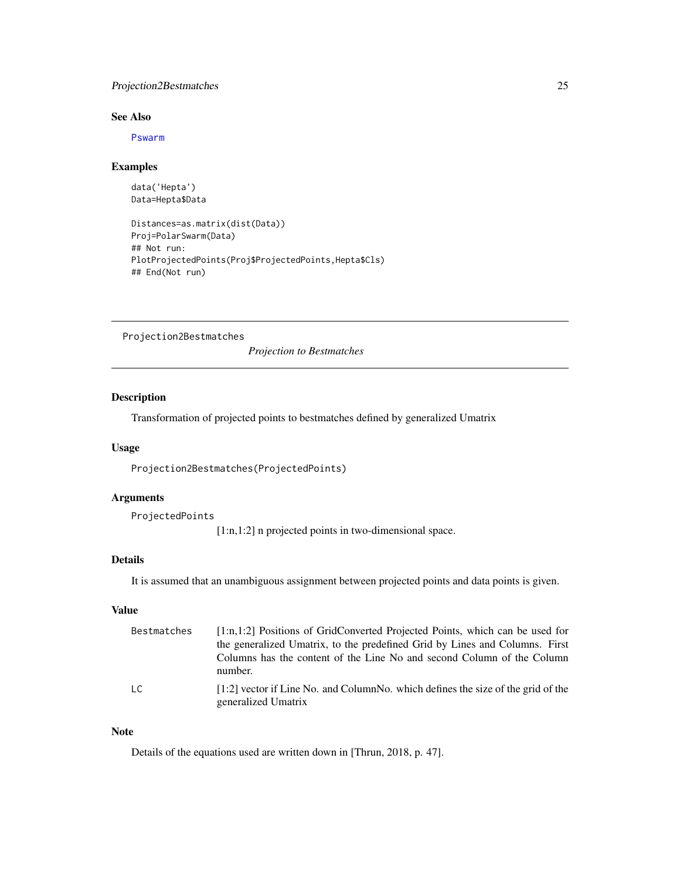## See Also

Pswarm

## Examples

```
data('Hepta')
Data=Hepta$Data

Distances=as.matrix(dist(Data))
Proj=PolarSwarm(Data)
## Not run:
PlotProjectedPoints(Proj$ProjectedPoints,Hepta$Cls)
## End(Not run)
```

---

# Projection2Bestmatches *Projection to Bestmatches*

## Description

Transformation of projected points to bestmatches defined by generalized Umatrix

## Usage

```
Projection2Bestmatches(ProjectedPoints)
```

## Arguments

| | |
|---|---|
| ProjectedPoints | [1:n,1:2] n projected points in two-dimensional space. |

## Details

It is assumed that an unambiguous assignment between projected points and data points is given.

## Value

| | |
|---|---|
| Bestmatches | [1:n,1:2] Positions of GridConverted Projected Points, which can be used for the generalized Umatrix, to the predefined Grid by Lines and Columns. First Columns has the content of the Line No and second Column of the Column number. |
| LC | [1:2] vector if Line No. and ColumnNo. which defines the size of the grid of the generalized Umatrix |

## Note

Details of the equations used are written down in [Thrun, 2018, p. 47].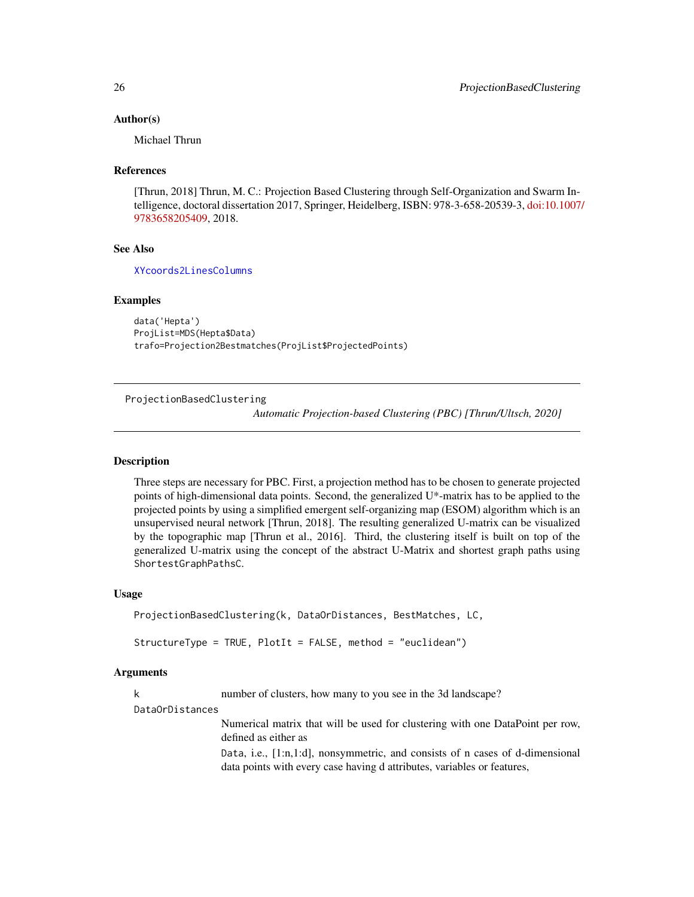### Author(s)

Michael Thrun

### References

[Thrun, 2018] Thrun, M. C.: Projection Based Clustering through Self-Organization and Swarm Intelligence, doctoral dissertation 2017, Springer, Heidelberg, ISBN: 978-3-658-20539-3, doi:10.1007/9783658205409, 2018.

### See Also

`XYcoords2LinesColumns`

### Examples

```
data('Hepta')
ProjList=MDS(Hepta$Data)
trafo=Projection2Bestmatches(ProjList$ProjectedPoints)
```

---

## ProjectionBasedClustering

*Automatic Projection-based Clustering (PBC) [Thrun/Ultsch, 2020]*

---

### Description

Three steps are necessary for PBC. First, a projection method has to be chosen to generate projected points of high-dimensional data points. Second, the generalized U*-matrix has to be applied to the projected points by using a simplified emergent self-organizing map (ESOM) algorithm which is an unsupervised neural network [Thrun, 2018]. The resulting generalized U-matrix can be visualized by the topographic map [Thrun et al., 2016]. Third, the clustering itself is built on top of the generalized U-matrix using the concept of the abstract U-Matrix and shortest graph paths using `ShortestGraphPathsC`.

### Usage

```
ProjectionBasedClustering(k, DataOrDistances, BestMatches, LC,

StructureType = TRUE, PlotIt = FALSE, method = "euclidean")
```

### Arguments

`k` number of clusters, how many to you see in the 3d landscape?

`DataOrDistances`
Numerical matrix that will be used for clustering with one DataPoint per row, defined as either as

`Data`, i.e., [1:n,1:d], nonsymmetric, and consists of n cases of d-dimensional data points with every case having d attributes, variables or features,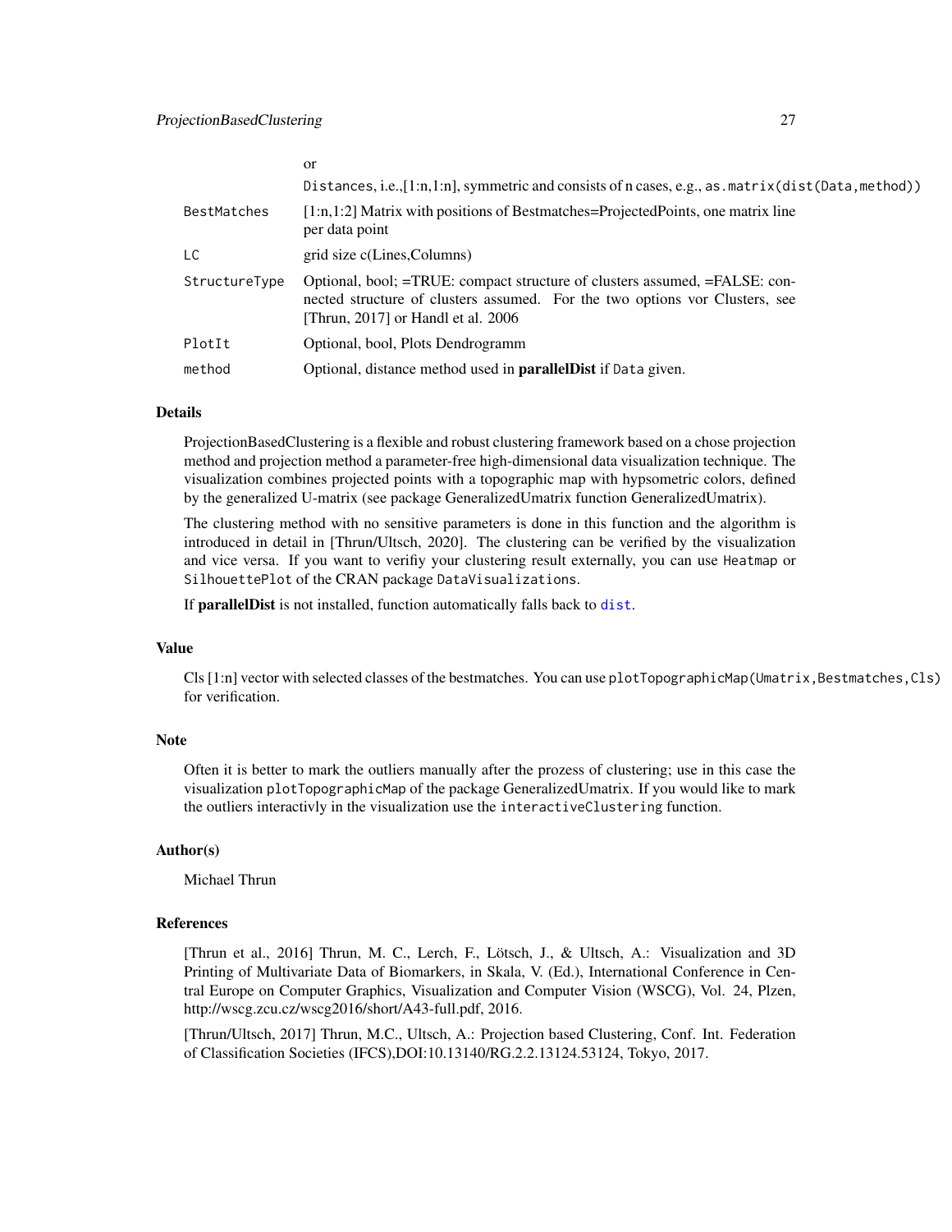| | |
|---|---|
| | or |
| | Distances, i.e.,[1:n,1:n], symmetric and consists of n cases, e.g., `as.matrix(dist(Data,method))` |
| `BestMatches` | [1:n,1:2] Matrix with positions of Bestmatches=ProjectedPoints, one matrix line per data point |
| `LC` | grid size c(Lines,Columns) |
| `StructureType` | Optional, bool; =TRUE: compact structure of clusters assumed, =FALSE: connected structure of clusters assumed. For the two options vor Clusters, see [Thrun, 2017] or Handl et al. 2006 |
| `PlotIt` | Optional, bool, Plots Dendrogramm |
| `method` | Optional, distance method used in **parallelDist** if `Data` given. |

### Details

ProjectionBasedClustering is a flexible and robust clustering framework based on a chose projection method and projection method a parameter-free high-dimensional data visualization technique. The visualization combines projected points with a topographic map with hypsometric colors, defined by the generalized U-matrix (see package GeneralizedUmatrix function GeneralizedUmatrix).

The clustering method with no sensitive parameters is done in this function and the algorithm is introduced in detail in [Thrun/Ultsch, 2020]. The clustering can be verified by the visualization and vice versa. If you want to verifiy your clustering result externally, you can use `Heatmap` or `SilhouettePlot` of the CRAN package `DataVisualizations`.

If **parallelDist** is not installed, function automatically falls back to `dist`.

### Value

Cls [1:n] vector with selected classes of the bestmatches. You can use `plotTopographicMap(Umatrix,Bestmatches,Cls)` for verification.

### Note

Often it is better to mark the outliers manually after the prozess of clustering; use in this case the visualization `plotTopographicMap` of the package GeneralizedUmatrix. If you would like to mark the outliers interactivly in the visualization use the `interactiveClustering` function.

### Author(s)

Michael Thrun

### References

[Thrun et al., 2016] Thrun, M. C., Lerch, F., Lötsch, J., & Ultsch, A.: Visualization and 3D Printing of Multivariate Data of Biomarkers, in Skala, V. (Ed.), International Conference in Central Europe on Computer Graphics, Visualization and Computer Vision (WSCG), Vol. 24, Plzen, http://wscg.zcu.cz/wscg2016/short/A43-full.pdf, 2016.

[Thrun/Ultsch, 2017] Thrun, M.C., Ultsch, A.: Projection based Clustering, Conf. Int. Federation of Classification Societies (IFCS),DOI:10.13140/RG.2.2.13124.53124, Tokyo, 2017.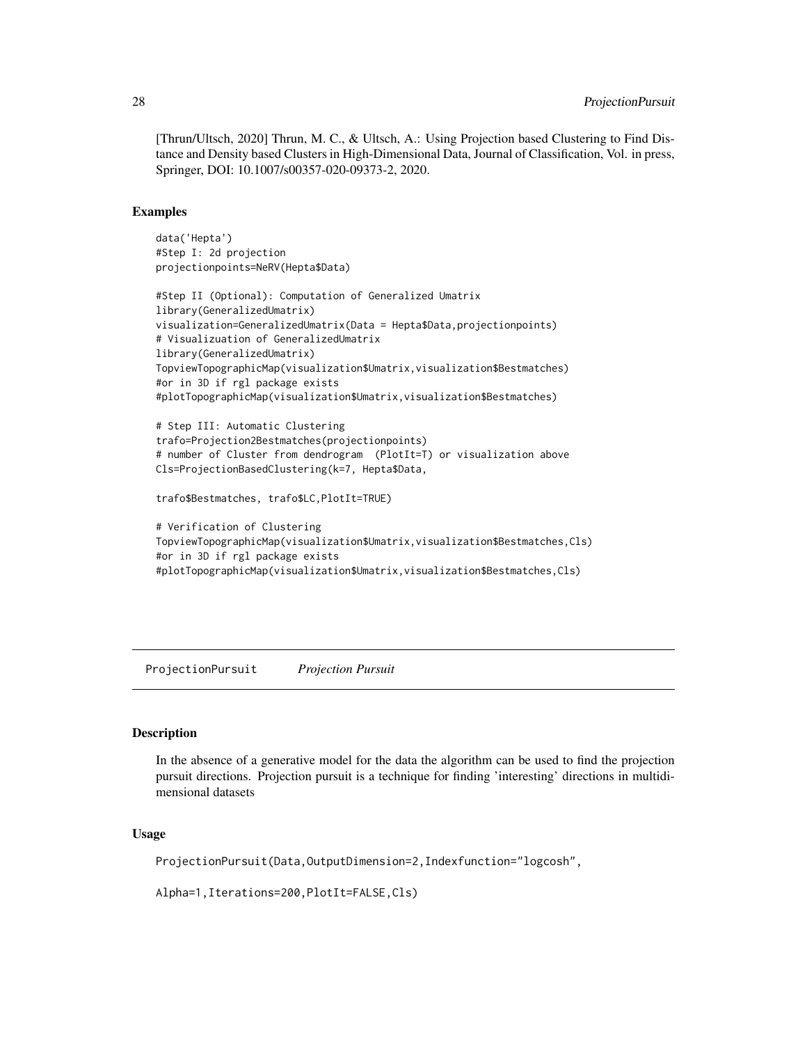[Thrun/Ultsch, 2020] Thrun, M. C., & Ultsch, A.: Using Projection based Clustering to Find Distance and Density based Clusters in High-Dimensional Data, Journal of Classification, Vol. in press, Springer, DOI: 10.1007/s00357-020-09373-2, 2020.

### Examples

```
data('Hepta')
#Step I: 2d projection
projectionpoints=NeRV(Hepta$Data)

#Step II (Optional): Computation of Generalized Umatrix
library(GeneralizedUmatrix)
visualization=GeneralizedUmatrix(Data = Hepta$Data,projectionpoints)
# Visualizuation of GeneralizedUmatrix
library(GeneralizedUmatrix)
TopviewTopographicMap(visualization$Umatrix,visualization$Bestmatches)
#or in 3D if rgl package exists
#plotTopographicMap(visualization$Umatrix,visualization$Bestmatches)

# Step III: Automatic Clustering
trafo=Projection2Bestmatches(projectionpoints)
# number of Cluster from dendrogram  (PlotIt=T) or visualization above
Cls=ProjectionBasedClustering(k=7, Hepta$Data,

trafo$Bestmatches, trafo$LC,PlotIt=TRUE)

# Verification of Clustering
TopviewTopographicMap(visualization$Umatrix,visualization$Bestmatches,Cls)
#or in 3D if rgl package exists
#plotTopographicMap(visualization$Umatrix,visualization$Bestmatches,Cls)
```

---

## ProjectionPursuit *Projection Pursuit*

### Description

In the absence of a generative model for the data the algorithm can be used to find the projection pursuit directions. Projection pursuit is a technique for finding 'interesting' directions in multidimensional datasets

### Usage

```
ProjectionPursuit(Data,OutputDimension=2,Indexfunction="logcosh",

Alpha=1,Iterations=200,PlotIt=FALSE,Cls)
```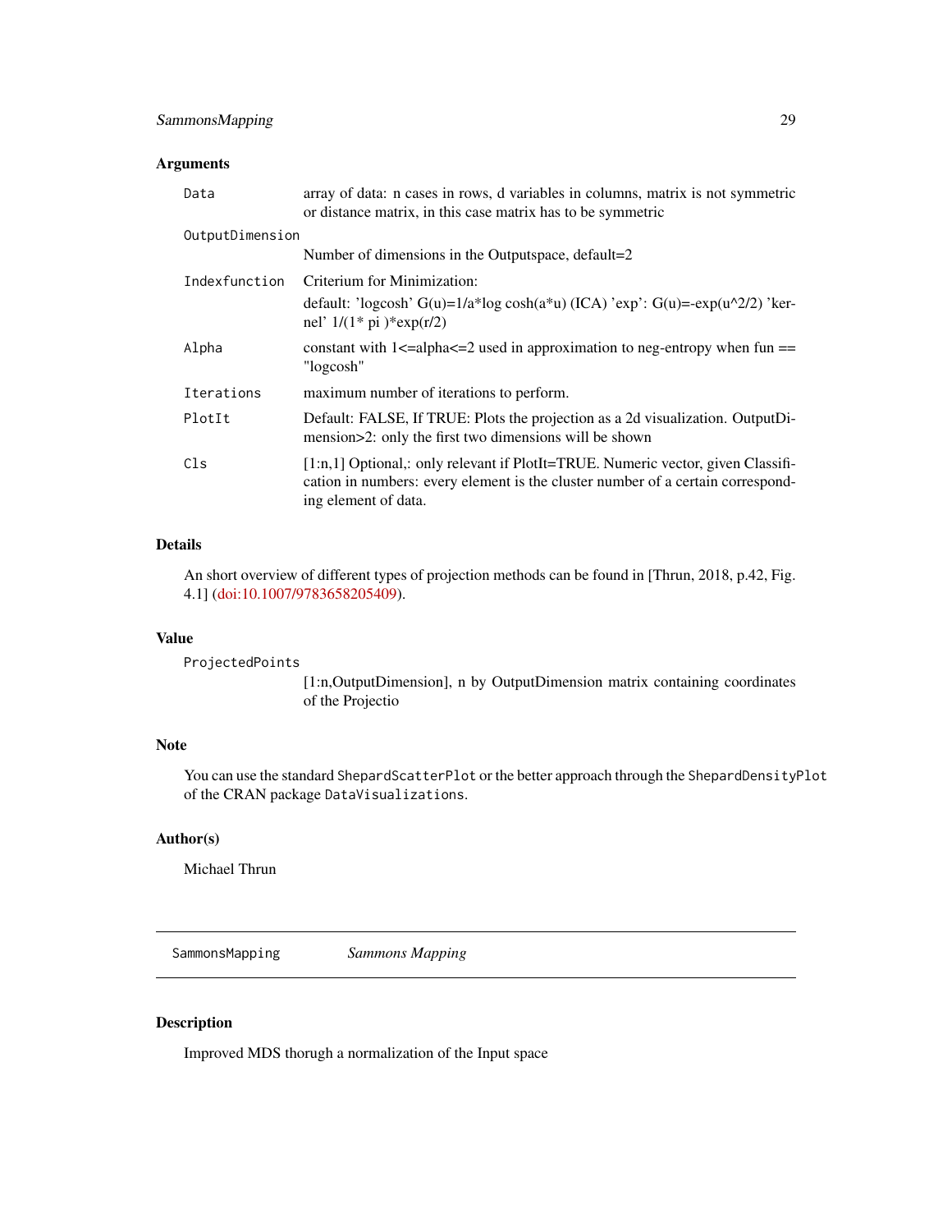## Arguments

**Data** array of data: n cases in rows, d variables in columns, matrix is not symmetric or distance matrix, in this case matrix has to be symmetric

**OutputDimension** Number of dimensions in the Outputspace, default=2

**Indexfunction** Criterium for Minimization:
default: 'logcosh' G(u)=1/a*log cosh(a*u) (ICA) 'exp': G(u)=-exp(u^2/2) 'kernel' 1/(1* pi )*exp(r/2)

**Alpha** constant with 1<=alpha<=2 used in approximation to neg-entropy when fun == "logcosh"

**Iterations** maximum number of iterations to perform.

**PlotIt** Default: FALSE, If TRUE: Plots the projection as a 2d visualization. OutputDimension>2: only the first two dimensions will be shown

**Cls** [1:n,1] Optional,: only relevant if PlotIt=TRUE. Numeric vector, given Classification in numbers: every element is the cluster number of a certain corresponding element of data.

## Details

An short overview of different types of projection methods can be found in [Thrun, 2018, p.42, Fig. 4.1] (doi:10.1007/9783658205409).

## Value

**ProjectedPoints** [1:n,OutputDimension], n by OutputDimension matrix containing coordinates of the Projectio

## Note

You can use the standard `ShepardScatterPlot` or the better approach through the `ShepardDensityPlot` of the CRAN package `DataVisualizations`.

## Author(s)

Michael Thrun

---

# SammonsMapping *Sammons Mapping*

## Description

Improved MDS thorugh a normalization of the Input space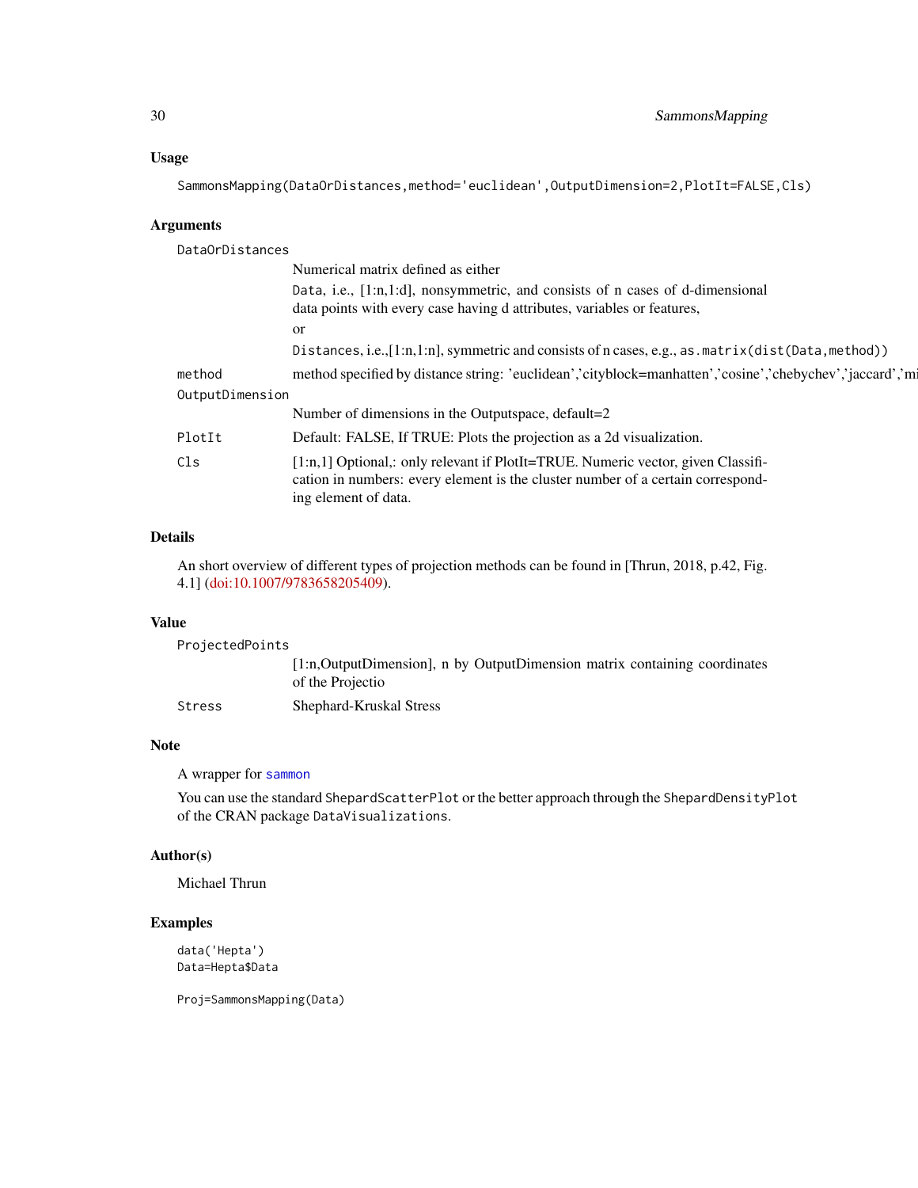## Usage

```
SammonsMapping(DataOrDistances,method='euclidean',OutputDimension=2,PlotIt=FALSE,Cls)
```

## Arguments

`DataOrDistances`
: Numerical matrix defined as either

  `Data`, i.e., [1:n,1:d], nonsymmetric, and consists of n cases of d-dimensional data points with every case having d attributes, variables or features,

  or

  `Distances`, i.e.,[1:n,1:n], symmetric and consists of n cases, e.g., `as.matrix(dist(Data,method))`

`method`
: method specified by distance string: 'euclidean','cityblock=manhatten','cosine','chebychev','jaccard','mi

`OutputDimension`
: Number of dimensions in the Outputspace, default=2

`PlotIt`
: Default: FALSE, If TRUE: Plots the projection as a 2d visualization.

`Cls`
: [1:n,1] Optional,: only relevant if PlotIt=TRUE. Numeric vector, given Classification in numbers: every element is the cluster number of a certain corresponding element of data.

## Details

An short overview of different types of projection methods can be found in [Thrun, 2018, p.42, Fig. 4.1] (doi:10.1007/9783658205409).

## Value

`ProjectedPoints`
: [1:n,OutputDimension], n by OutputDimension matrix containing coordinates of the Projectio

`Stress`
: Shephard-Kruskal Stress

## Note

A wrapper for `sammon`

You can use the standard `ShepardScatterPlot` or the better approach through the `ShepardDensityPlot` of the CRAN package `DataVisualizations`.

## Author(s)

Michael Thrun

## Examples

```
data('Hepta')
Data=Hepta$Data

Proj=SammonsMapping(Data)
```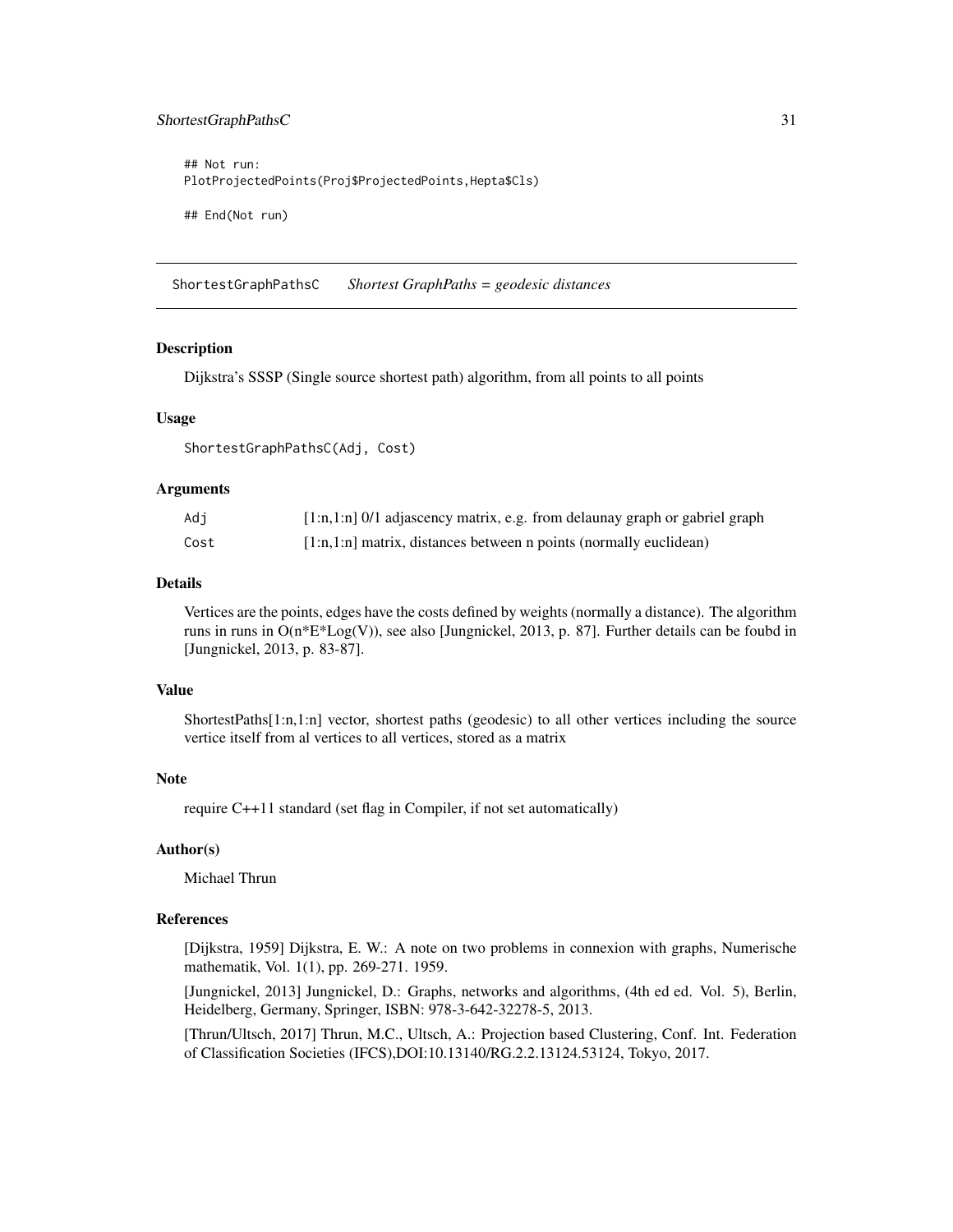```
## Not run:
PlotProjectedPoints(Proj$ProjectedPoints,Hepta$Cls)

## End(Not run)
```

## ShortestGraphPathsC *Shortest GraphPaths = geodesic distances*

### Description

Dijkstra's SSSP (Single source shortest path) algorithm, from all points to all points

### Usage

```
ShortestGraphPathsC(Adj, Cost)
```

### Arguments

| | |
|---|---|
| Adj | [1:n,1:n] 0/1 adjascency matrix, e.g. from delaunay graph or gabriel graph |
| Cost | [1:n,1:n] matrix, distances between n points (normally euclidean) |

### Details

Vertices are the points, edges have the costs defined by weights (normally a distance). The algorithm runs in runs in O(n*E*Log(V)), see also [Jungnickel, 2013, p. 87]. Further details can be foubd in [Jungnickel, 2013, p. 83-87].

### Value

ShortestPaths[1:n,1:n] vector, shortest paths (geodesic) to all other vertices including the source vertice itself from al vertices to all vertices, stored as a matrix

### Note

require C++11 standard (set flag in Compiler, if not set automatically)

### Author(s)

Michael Thrun

### References

[Dijkstra, 1959] Dijkstra, E. W.: A note on two problems in connexion with graphs, Numerische mathematik, Vol. 1(1), pp. 269-271. 1959.

[Jungnickel, 2013] Jungnickel, D.: Graphs, networks and algorithms, (4th ed ed. Vol. 5), Berlin, Heidelberg, Germany, Springer, ISBN: 978-3-642-32278-5, 2013.

[Thrun/Ultsch, 2017] Thrun, M.C., Ultsch, A.: Projection based Clustering, Conf. Int. Federation of Classification Societies (IFCS),DOI:10.13140/RG.2.2.13124.53124, Tokyo, 2017.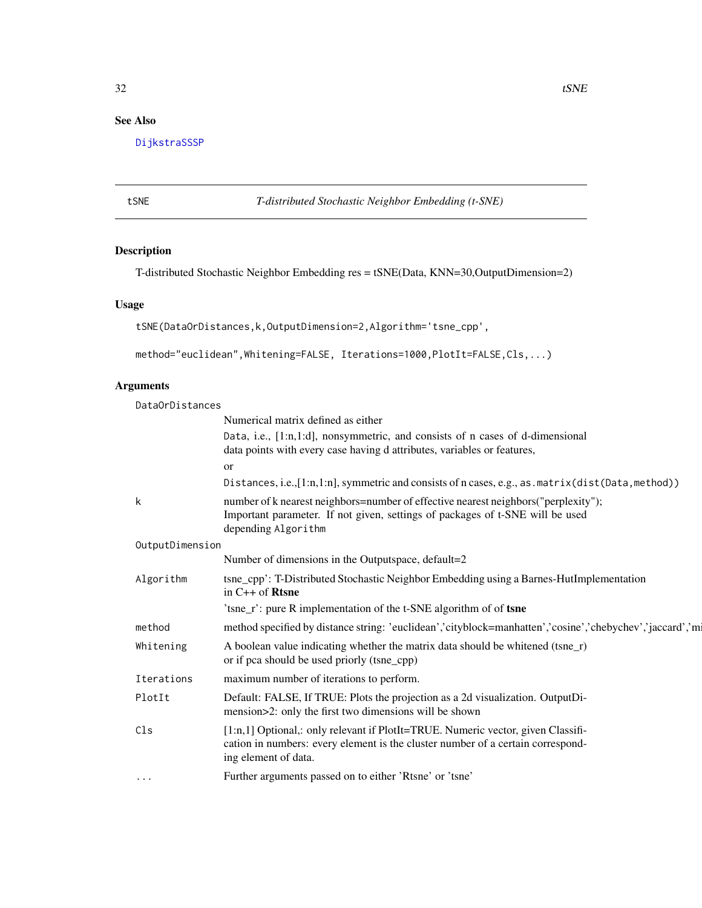## See Also

DijkstraSSSP

---

tSNE *T-distributed Stochastic Neighbor Embedding (t-SNE)*

---

## Description

T-distributed Stochastic Neighbor Embedding res = tSNE(Data, KNN=30,OutputDimension=2)

## Usage

```
tSNE(DataOrDistances,k,OutputDimension=2,Algorithm='tsne_cpp',

method="euclidean",Whitening=FALSE, Iterations=1000,PlotIt=FALSE,Cls,...)
```

## Arguments

`DataOrDistances`
: Numerical matrix defined as either
: `Data`, i.e., [1:n,1:d], nonsymmetric, and consists of n cases of d-dimensional data points with every case having d attributes, variables or features,
: or
: `Distances`, i.e.,[1:n,1:n], symmetric and consists of n cases, e.g., `as.matrix(dist(Data,method))`

`k`
: number of k nearest neighbors=number of effective nearest neighbors("perplexity"); Important parameter. If not given, settings of packages of t-SNE will be used depending `Algorithm`

`OutputDimension`
: Number of dimensions in the Outputspace, default=2

`Algorithm`
: tsne_cpp': T-Distributed Stochastic Neighbor Embedding using a Barnes-HutImplementation in C++ of **Rtsne**
: 'tsne_r': pure R implementation of the t-SNE algorithm of of **tsne**

`method`
: method specified by distance string: 'euclidean','cityblock=manhatten','cosine','chebychev','jaccard','mi

`Whitening`
: A boolean value indicating whether the matrix data should be whitened (tsne_r) or if pca should be used priorly (tsne_cpp)

`Iterations`
: maximum number of iterations to perform.

`PlotIt`
: Default: FALSE, If TRUE: Plots the projection as a 2d visualization. OutputDimension>2: only the first two dimensions will be shown

`Cls`
: [1:n,1] Optional,: only relevant if PlotIt=TRUE. Numeric vector, given Classification in numbers: every element is the cluster number of a certain corresponding element of data.

`...`
: Further arguments passed on to either 'Rtsne' or 'tsne'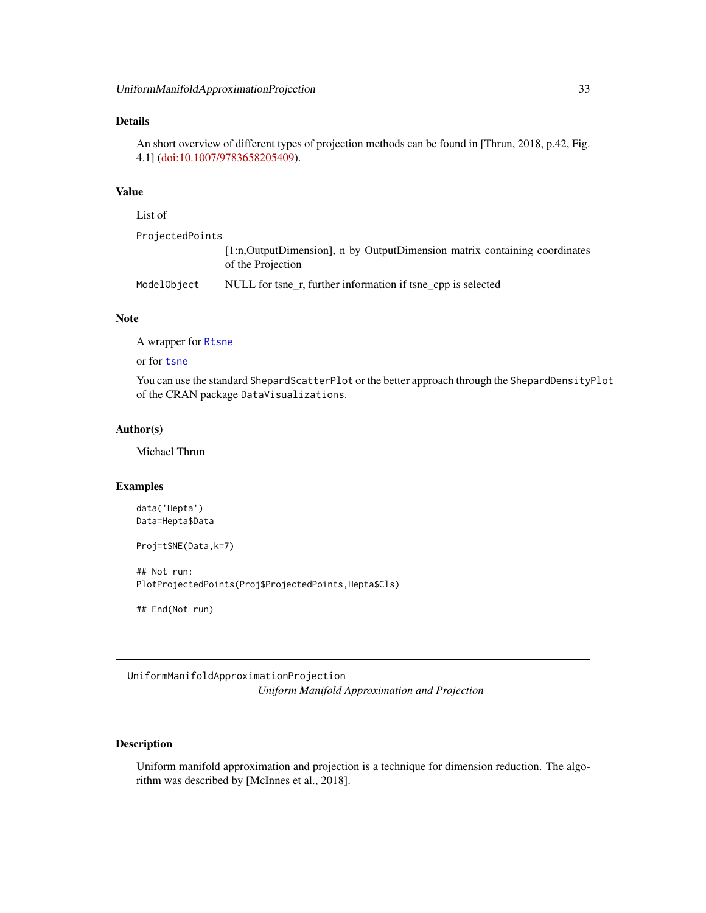## Details

An short overview of different types of projection methods can be found in [Thrun, 2018, p.42, Fig. 4.1] (doi:10.1007/9783658205409).

## Value

List of

ProjectedPoints
: [1:n,OutputDimension], n by OutputDimension matrix containing coordinates of the Projection

ModelObject
: NULL for tsne_r, further information if tsne_cpp is selected

## Note

A wrapper for `Rtsne`

or for `tsne`

You can use the standard `ShepardScatterPlot` or the better approach through the `ShepardDensityPlot` of the CRAN package `DataVisualizations`.

## Author(s)

Michael Thrun

## Examples

```
data('Hepta')
Data=Hepta$Data

Proj=tSNE(Data,k=7)

## Not run:
PlotProjectedPoints(Proj$ProjectedPoints,Hepta$Cls)

## End(Not run)
```

---

# UniformManifoldApproximationProjection

*Uniform Manifold Approximation and Projection*

---

## Description

Uniform manifold approximation and projection is a technique for dimension reduction. The algorithm was described by [McInnes et al., 2018].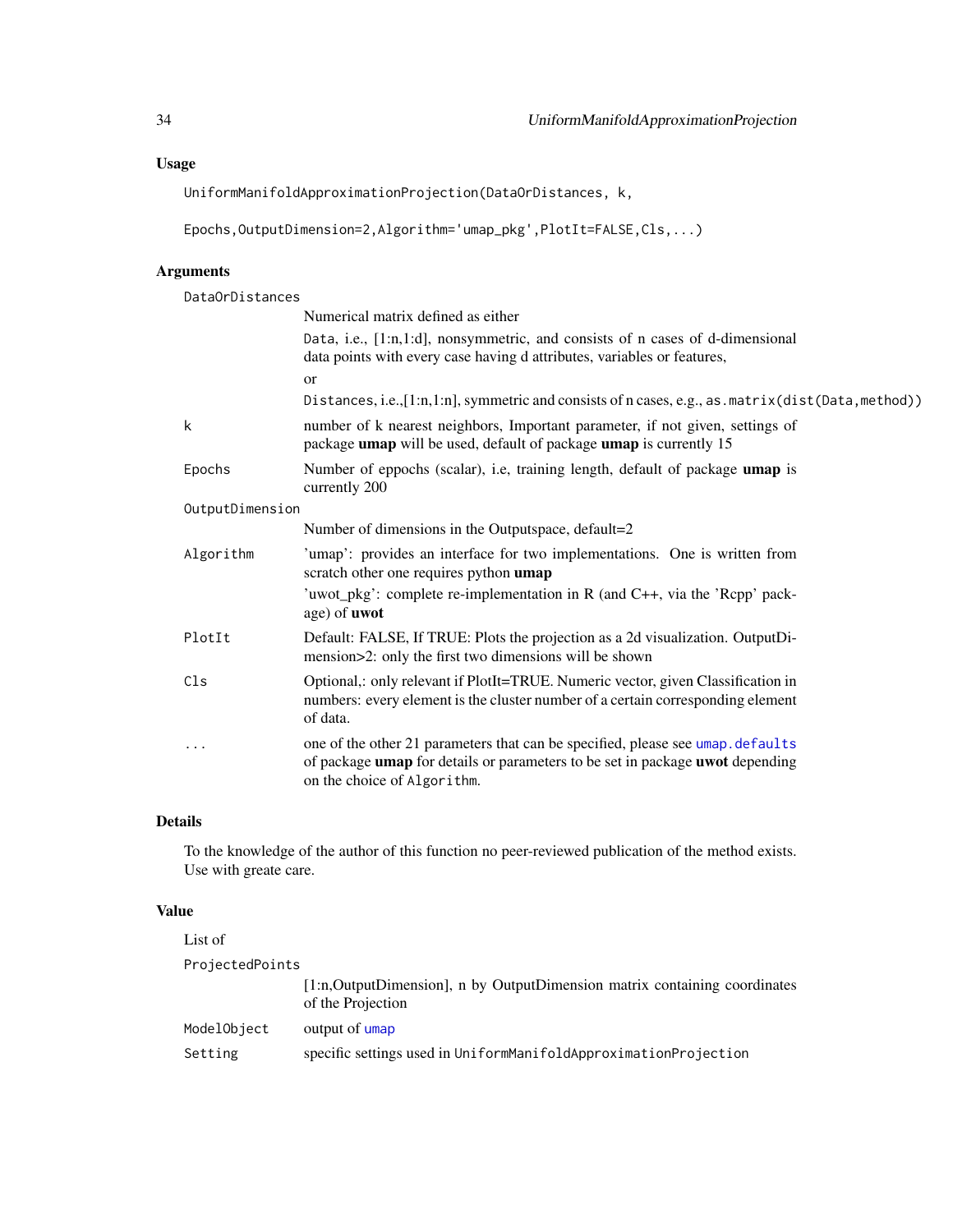## Usage

```
UniformManifoldApproximationProjection(DataOrDistances, k,

Epochs,OutputDimension=2,Algorithm='umap_pkg',PlotIt=FALSE,Cls,...)
```

## Arguments

**DataOrDistances**
Numerical matrix defined as either

`Data`, i.e., [1:n,1:d], nonsymmetric, and consists of n cases of d-dimensional data points with every case having d attributes, variables or features,

or

`Distances`, i.e.,[1:n,1:n], symmetric and consists of n cases, e.g., `as.matrix(dist(Data,method))`

**k**
number of k nearest neighbors, Important parameter, if not given, settings of package **umap** will be used, default of package **umap** is currently 15

**Epochs**
Number of eppochs (scalar), i.e, training length, default of package **umap** is currently 200

**OutputDimension**
Number of dimensions in the Outputspace, default=2

**Algorithm**
'umap': provides an interface for two implementations. One is written from scratch other one requires python **umap**

'uwot_pkg': complete re-implementation in R (and C++, via the 'Rcpp' package) of **uwot**

**PlotIt**
Default: FALSE, If TRUE: Plots the projection as a 2d visualization. OutputDimension>2: only the first two dimensions will be shown

**Cls**
Optional,: only relevant if PlotIt=TRUE. Numeric vector, given Classification in numbers: every element is the cluster number of a certain corresponding element of data.

**...**
one of the other 21 parameters that can be specified, please see `umap.defaults` of package **umap** for details or parameters to be set in package **uwot** depending on the choice of `Algorithm`.

## Details

To the knowledge of the author of this function no peer-reviewed publication of the method exists. Use with greate care.

## Value

List of

**ProjectedPoints**
[1:n,OutputDimension], n by OutputDimension matrix containing coordinates of the Projection

**ModelObject**
output of `umap`

**Setting**
specific settings used in `UniformManifoldApproximationProjection`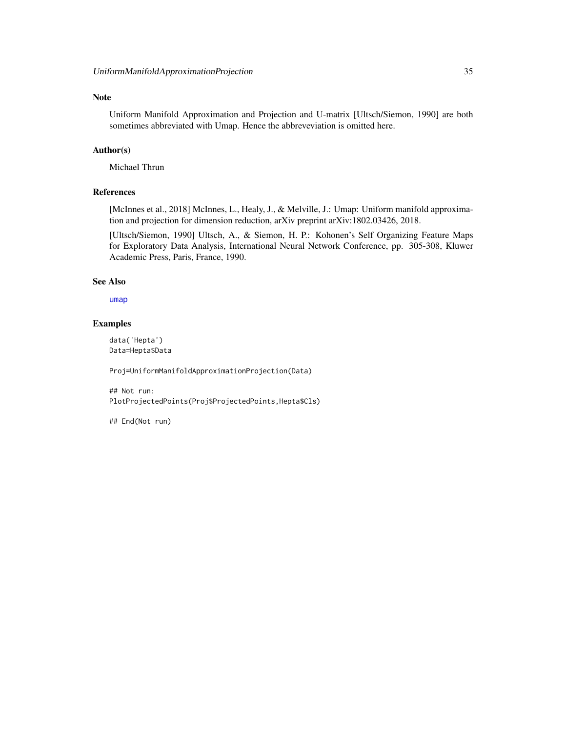## Note

Uniform Manifold Approximation and Projection and U-matrix [Ultsch/Siemon, 1990] are both sometimes abbreviated with Umap. Hence the abbreveviation is omitted here.

## Author(s)

Michael Thrun

## References

[McInnes et al., 2018] McInnes, L., Healy, J., & Melville, J.: Umap: Uniform manifold approximation and projection for dimension reduction, arXiv preprint arXiv:1802.03426, 2018.

[Ultsch/Siemon, 1990] Ultsch, A., & Siemon, H. P.: Kohonen's Self Organizing Feature Maps for Exploratory Data Analysis, International Neural Network Conference, pp. 305-308, Kluwer Academic Press, Paris, France, 1990.

## See Also

umap

## Examples

```
data('Hepta')
Data=Hepta$Data

Proj=UniformManifoldApproximationProjection(Data)

## Not run:
PlotProjectedPoints(Proj$ProjectedPoints,Hepta$Cls)

## End(Not run)
```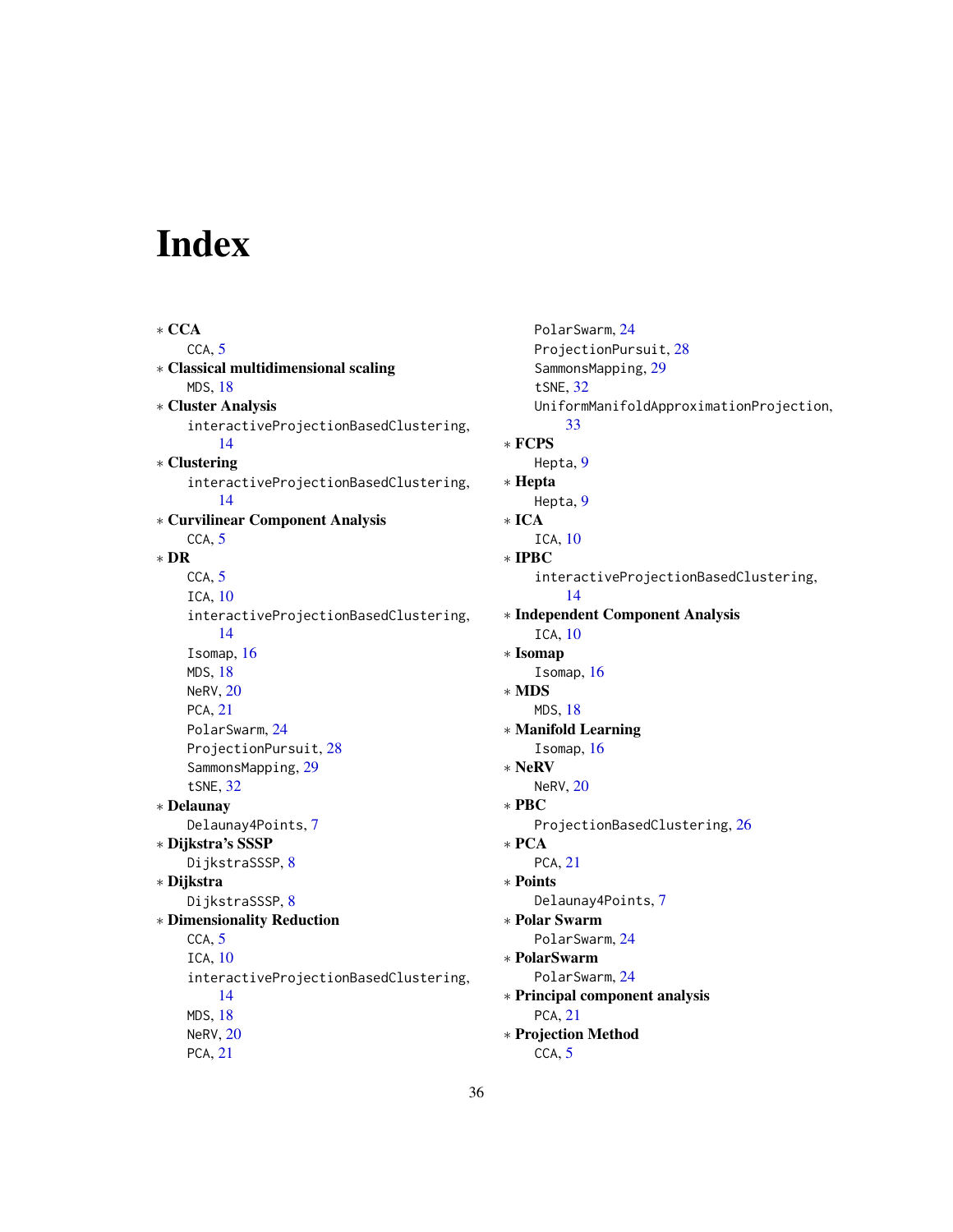# Index

* **CCA**
  CCA, 5
* **Classical multidimensional scaling**
  MDS, 18
* **Cluster Analysis**
  interactiveProjectionBasedClustering, 14
* **Clustering**
  interactiveProjectionBasedClustering, 14
* **Curvilinear Component Analysis**
  CCA, 5
* **DR**
  CCA, 5
  ICA, 10
  interactiveProjectionBasedClustering, 14
  Isomap, 16
  MDS, 18
  NeRV, 20
  PCA, 21
  PolarSwarm, 24
  ProjectionPursuit, 28
  SammonsMapping, 29
  tSNE, 32
* **Delaunay**
  Delaunay4Points, 7
* **Dijkstra's SSSP**
  DijkstraSSSP, 8
* **Dijkstra**
  DijkstraSSSP, 8
* **Dimensionality Reduction**
  CCA, 5
  ICA, 10
  interactiveProjectionBasedClustering, 14
  MDS, 18
  NeRV, 20
  PCA, 21
  PolarSwarm, 24
  ProjectionPursuit, 28
  SammonsMapping, 29
  tSNE, 32
  UniformManifoldApproximationProjection, 33
* **FCPS**
  Hepta, 9
* **Hepta**
  Hepta, 9
* **ICA**
  ICA, 10
* **IPBC**
  interactiveProjectionBasedClustering, 14
* **Independent Component Analysis**
  ICA, 10
* **Isomap**
  Isomap, 16
* **MDS**
  MDS, 18
* **Manifold Learning**
  Isomap, 16
* **NeRV**
  NeRV, 20
* **PBC**
  ProjectionBasedClustering, 26
* **PCA**
  PCA, 21
* **Points**
  Delaunay4Points, 7
* **Polar Swarm**
  PolarSwarm, 24
* **PolarSwarm**
  PolarSwarm, 24
* **Principal component analysis**
  PCA, 21
* **Projection Method**
  CCA, 5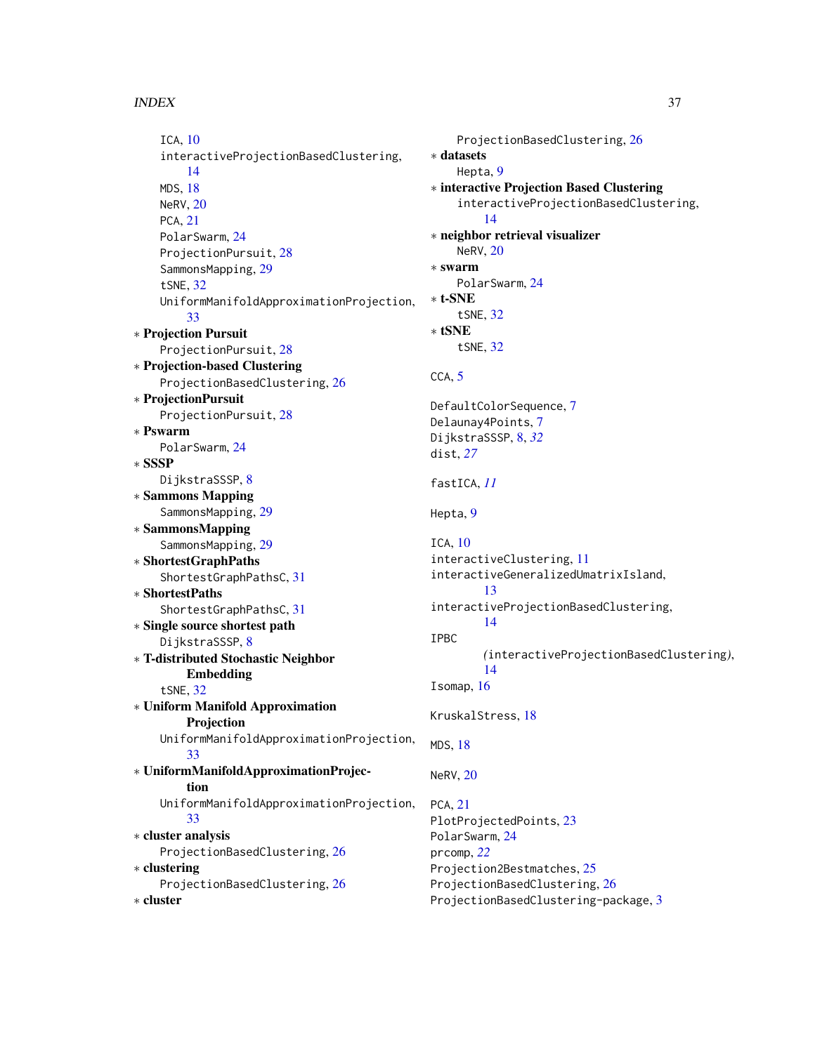ICA, 10
interactiveProjectionBasedClustering, 14
MDS, 18
NeRV, 20
PCA, 21
PolarSwarm, 24
ProjectionPursuit, 28
SammonsMapping, 29
tSNE, 32
UniformManifoldApproximationProjection, 33

* **Projection Pursuit**
  ProjectionPursuit, 28
* **Projection-based Clustering**
  ProjectionBasedClustering, 26
* **ProjectionPursuit**
  ProjectionPursuit, 28
* **Pswarm**
  PolarSwarm, 24
* **SSSP**
  DijkstraSSSP, 8
* **Sammons Mapping**
  SammonsMapping, 29
* **SammonsMapping**
  SammonsMapping, 29
* **ShortestGraphPaths**
  ShortestGraphPathsC, 31
* **ShortestPaths**
  ShortestGraphPathsC, 31
* **Single source shortest path**
  DijkstraSSSP, 8
* **T-distributed Stochastic Neighbor Embedding**
  tSNE, 32
* **Uniform Manifold Approximation Projection**
  UniformManifoldApproximationProjection, 33
* **UniformManifoldApproximationProjection**
  UniformManifoldApproximationProjection, 33
* **cluster analysis**
  ProjectionBasedClustering, 26
* **clustering**
  ProjectionBasedClustering, 26
* **cluster**
  ProjectionBasedClustering, 26
* **datasets**
  Hepta, 9
* **interactive Projection Based Clustering**
  interactiveProjectionBasedClustering, 14
* **neighbor retrieval visualizer**
  NeRV, 20
* **swarm**
  PolarSwarm, 24
* **t-SNE**
  tSNE, 32
* **tSNE**
  tSNE, 32

CCA, 5

DefaultColorSequence, 7
Delaunay4Points, 7
DijkstraSSSP, 8, *32*
dist, *27*

fastICA, *11*

Hepta, 9

ICA, 10
interactiveClustering, 11
interactiveGeneralizedUmatrixIsland, 13
interactiveProjectionBasedClustering, 14
IPBC *(interactiveProjectionBasedClustering)*, 14
Isomap, 16

KruskalStress, 18

MDS, 18

NeRV, 20

PCA, 21
PlotProjectedPoints, 23
PolarSwarm, 24
prcomp, *22*
Projection2Bestmatches, 25
ProjectionBasedClustering, 26
ProjectionBasedClustering-package, 3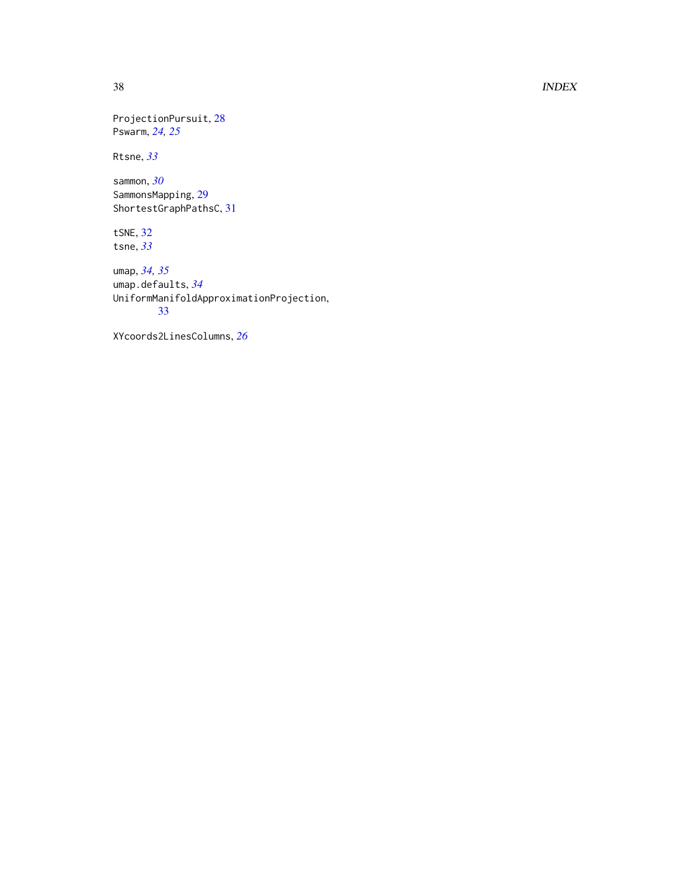ProjectionPursuit, 28
Pswarm, *24, 25*

Rtsne, *33*

sammon, *30*
SammonsMapping, 29
ShortestGraphPathsC, 31

tSNE, 32
tsne, *33*

umap, *34, 35*
umap.defaults, *34*
UniformManifoldApproximationProjection, 33

XYcoords2LinesColumns, *26*